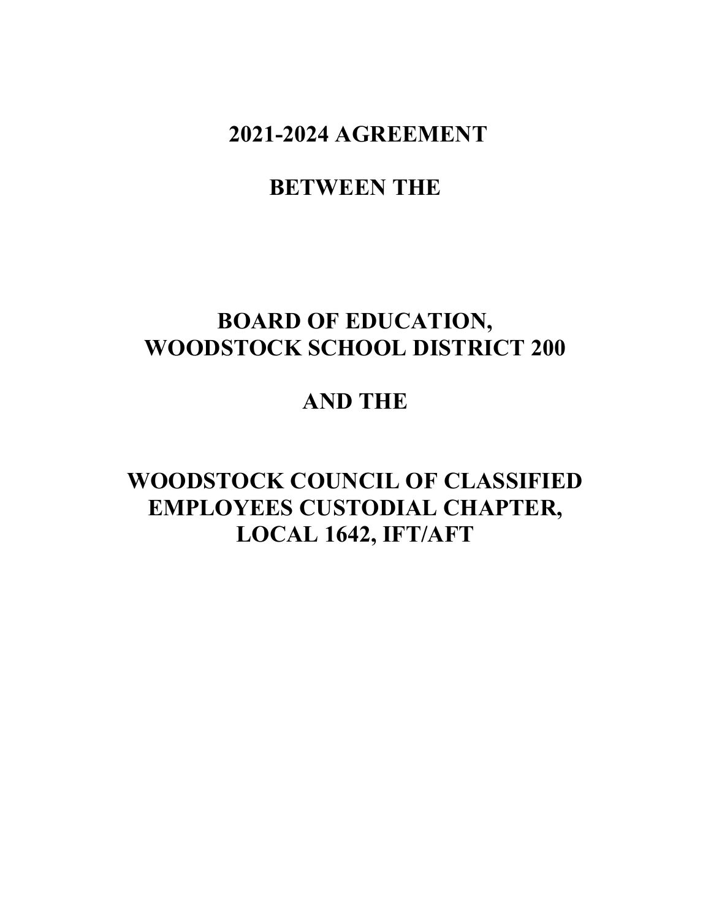# 2021-2024 AGREEMENT

# BETWEEN THE

# BOARD OF EDUCATION, WOODSTOCK SCHOOL DISTRICT 200

# AND THE

# WOODSTOCK COUNCIL OF CLASSIFIED EMPLOYEES CUSTODIAL CHAPTER, LOCAL 1642, IFT/AFT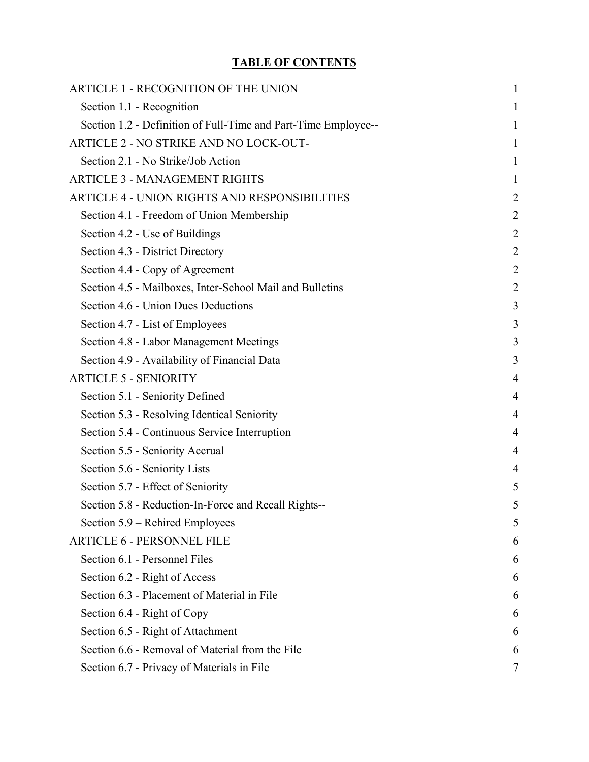# TABLE OF CONTENTS

| | |
|---|---|
| ARTICLE 1 - RECOGNITION OF THE UNION | 1 |
| Section 1.1 - Recognition | 1 |
| Section 1.2 - Definition of Full-Time and Part-Time Employee-- | 1 |
| ARTICLE 2 - NO STRIKE AND NO LOCK-OUT- | 1 |
| Section 2.1 - No Strike/Job Action | 1 |
| ARTICLE 3 - MANAGEMENT RIGHTS | 1 |
| ARTICLE 4 - UNION RIGHTS AND RESPONSIBILITIES | 2 |
| Section 4.1 - Freedom of Union Membership | 2 |
| Section 4.2 - Use of Buildings | 2 |
| Section 4.3 - District Directory | 2 |
| Section 4.4 - Copy of Agreement | 2 |
| Section 4.5 - Mailboxes, Inter-School Mail and Bulletins | 2 |
| Section 4.6 - Union Dues Deductions | 3 |
| Section 4.7 - List of Employees | 3 |
| Section 4.8 - Labor Management Meetings | 3 |
| Section 4.9 - Availability of Financial Data | 3 |
| ARTICLE 5 - SENIORITY | 4 |
| Section 5.1 - Seniority Defined | 4 |
| Section 5.3 - Resolving Identical Seniority | 4 |
| Section 5.4 - Continuous Service Interruption | 4 |
| Section 5.5 - Seniority Accrual | 4 |
| Section 5.6 - Seniority Lists | 4 |
| Section 5.7 - Effect of Seniority | 5 |
| Section 5.8 - Reduction-In-Force and Recall Rights-- | 5 |
| Section 5.9 – Rehired Employees | 5 |
| ARTICLE 6 - PERSONNEL FILE | 6 |
| Section 6.1 - Personnel Files | 6 |
| Section 6.2 - Right of Access | 6 |
| Section 6.3 - Placement of Material in File | 6 |
| Section 6.4 - Right of Copy | 6 |
| Section 6.5 - Right of Attachment | 6 |
| Section 6.6 - Removal of Material from the File | 6 |
| Section 6.7 - Privacy of Materials in File | 7 |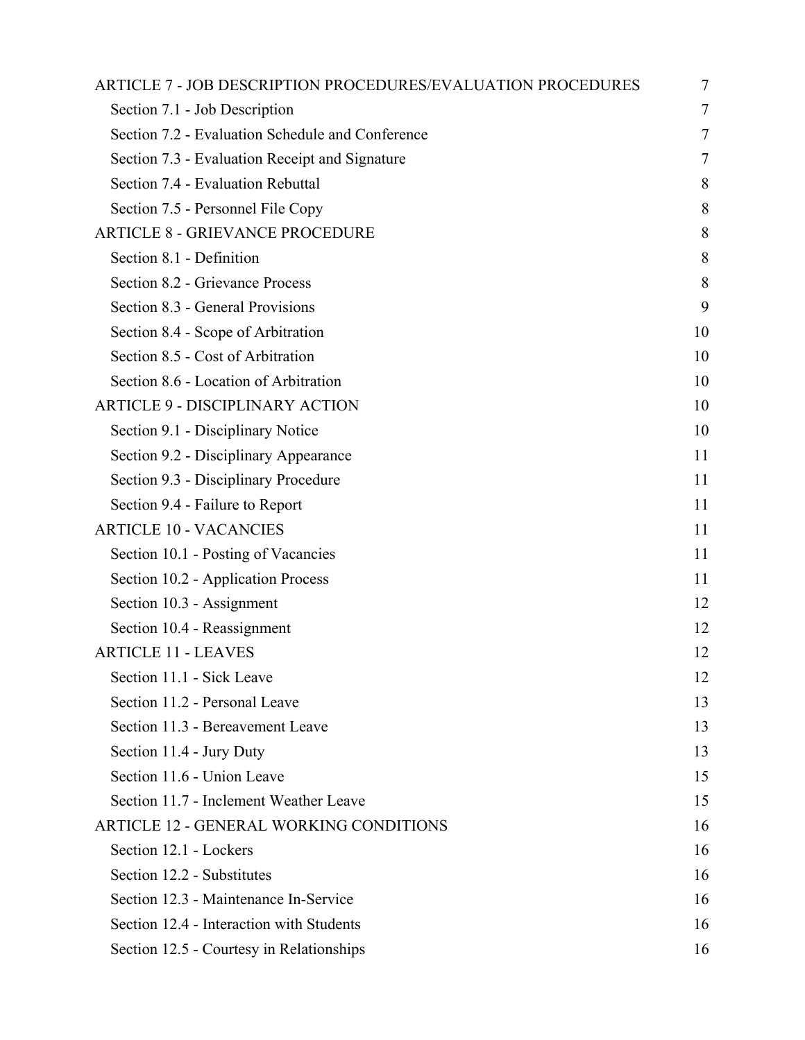| | |
|---|---|
| ARTICLE 7 - JOB DESCRIPTION PROCEDURES/EVALUATION PROCEDURES | 7 |
| Section 7.1 - Job Description | 7 |
| Section 7.2 - Evaluation Schedule and Conference | 7 |
| Section 7.3 - Evaluation Receipt and Signature | 7 |
| Section 7.4 - Evaluation Rebuttal | 8 |
| Section 7.5 - Personnel File Copy | 8 |
| ARTICLE 8 - GRIEVANCE PROCEDURE | 8 |
| Section 8.1 - Definition | 8 |
| Section 8.2 - Grievance Process | 8 |
| Section 8.3 - General Provisions | 9 |
| Section 8.4 - Scope of Arbitration | 10 |
| Section 8.5 - Cost of Arbitration | 10 |
| Section 8.6 - Location of Arbitration | 10 |
| ARTICLE 9 - DISCIPLINARY ACTION | 10 |
| Section 9.1 - Disciplinary Notice | 10 |
| Section 9.2 - Disciplinary Appearance | 11 |
| Section 9.3 - Disciplinary Procedure | 11 |
| Section 9.4 - Failure to Report | 11 |
| ARTICLE 10 - VACANCIES | 11 |
| Section 10.1 - Posting of Vacancies | 11 |
| Section 10.2 - Application Process | 11 |
| Section 10.3 - Assignment | 12 |
| Section 10.4 - Reassignment | 12 |
| ARTICLE 11 - LEAVES | 12 |
| Section 11.1 - Sick Leave | 12 |
| Section 11.2 - Personal Leave | 13 |
| Section 11.3 - Bereavement Leave | 13 |
| Section 11.4 - Jury Duty | 13 |
| Section 11.6 - Union Leave | 15 |
| Section 11.7 - Inclement Weather Leave | 15 |
| ARTICLE 12 - GENERAL WORKING CONDITIONS | 16 |
| Section 12.1 - Lockers | 16 |
| Section 12.2 - Substitutes | 16 |
| Section 12.3 - Maintenance In-Service | 16 |
| Section 12.4 - Interaction with Students | 16 |
| Section 12.5 - Courtesy in Relationships | 16 |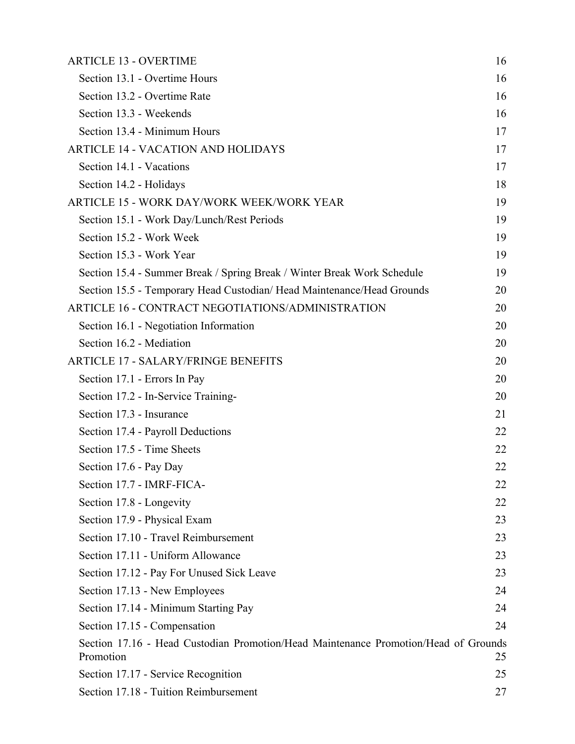ARTICLE 13 - OVERTIME 16
- Section 13.1 - Overtime Hours 16
- Section 13.2 - Overtime Rate 16
- Section 13.3 - Weekends 16
- Section 13.4 - Minimum Hours 17

ARTICLE 14 - VACATION AND HOLIDAYS 17
- Section 14.1 - Vacations 17
- Section 14.2 - Holidays 18

ARTICLE 15 - WORK DAY/WORK WEEK/WORK YEAR 19
- Section 15.1 - Work Day/Lunch/Rest Periods 19
- Section 15.2 - Work Week 19
- Section 15.3 - Work Year 19
- Section 15.4 - Summer Break / Spring Break / Winter Break Work Schedule 19
- Section 15.5 - Temporary Head Custodian/ Head Maintenance/Head Grounds 20

ARTICLE 16 - CONTRACT NEGOTIATIONS/ADMINISTRATION 20
- Section 16.1 - Negotiation Information 20
- Section 16.2 - Mediation 20

ARTICLE 17 - SALARY/FRINGE BENEFITS 20
- Section 17.1 - Errors In Pay 20
- Section 17.2 - In-Service Training- 20
- Section 17.3 - Insurance 21
- Section 17.4 - Payroll Deductions 22
- Section 17.5 - Time Sheets 22
- Section 17.6 - Pay Day 22
- Section 17.7 - IMRF-FICA- 22
- Section 17.8 - Longevity 22
- Section 17.9 - Physical Exam 23
- Section 17.10 - Travel Reimbursement 23
- Section 17.11 - Uniform Allowance 23
- Section 17.12 - Pay For Unused Sick Leave 23
- Section 17.13 - New Employees 24
- Section 17.14 - Minimum Starting Pay 24
- Section 17.15 - Compensation 24
- Section 17.16 - Head Custodian Promotion/Head Maintenance Promotion/Head of Grounds Promotion 25
- Section 17.17 - Service Recognition 25
- Section 17.18 - Tuition Reimbursement 27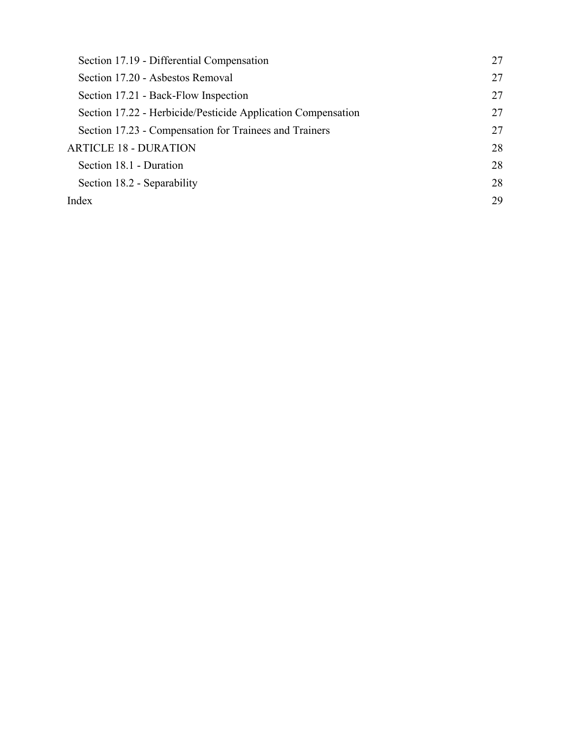| | |
|---|---|
| Section 17.19 - Differential Compensation | 27 |
| Section 17.20 - Asbestos Removal | 27 |
| Section 17.21 - Back-Flow Inspection | 27 |
| Section 17.22 - Herbicide/Pesticide Application Compensation | 27 |
| Section 17.23 - Compensation for Trainees and Trainers | 27 |
| ARTICLE 18 - DURATION | 28 |
| Section 18.1 - Duration | 28 |
| Section 18.2 - Separability | 28 |
| Index | 29 |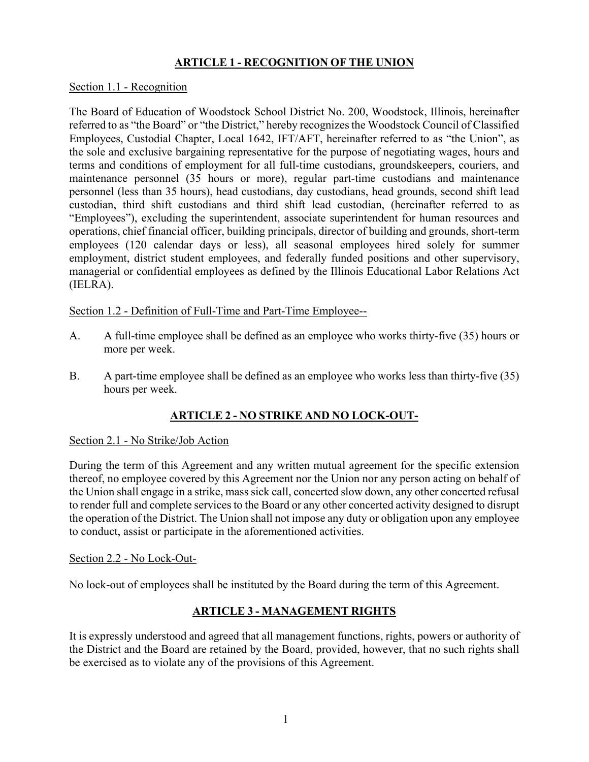## ARTICLE 1 - RECOGNITION OF THE UNION

Section 1.1 - Recognition

The Board of Education of Woodstock School District No. 200, Woodstock, Illinois, hereinafter referred to as "the Board" or "the District," hereby recognizes the Woodstock Council of Classified Employees, Custodial Chapter, Local 1642, IFT/AFT, hereinafter referred to as "the Union", as the sole and exclusive bargaining representative for the purpose of negotiating wages, hours and terms and conditions of employment for all full-time custodians, groundskeepers, couriers, and maintenance personnel (35 hours or more), regular part-time custodians and maintenance personnel (less than 35 hours), head custodians, day custodians, head grounds, second shift lead custodian, third shift custodians and third shift lead custodian, (hereinafter referred to as "Employees"), excluding the superintendent, associate superintendent for human resources and operations, chief financial officer, building principals, director of building and grounds, short-term employees (120 calendar days or less), all seasonal employees hired solely for summer employment, district student employees, and federally funded positions and other supervisory, managerial or confidential employees as defined by the Illinois Educational Labor Relations Act (IELRA).

Section 1.2 - Definition of Full-Time and Part-Time Employee--

A. A full-time employee shall be defined as an employee who works thirty-five (35) hours or more per week.

B. A part-time employee shall be defined as an employee who works less than thirty-five (35) hours per week.

## ARTICLE 2 - NO STRIKE AND NO LOCK-OUT-

Section 2.1 - No Strike/Job Action

During the term of this Agreement and any written mutual agreement for the specific extension thereof, no employee covered by this Agreement nor the Union nor any person acting on behalf of the Union shall engage in a strike, mass sick call, concerted slow down, any other concerted refusal to render full and complete services to the Board or any other concerted activity designed to disrupt the operation of the District. The Union shall not impose any duty or obligation upon any employee to conduct, assist or participate in the aforementioned activities.

Section 2.2 - No Lock-Out-

No lock-out of employees shall be instituted by the Board during the term of this Agreement.

## ARTICLE 3 - MANAGEMENT RIGHTS

It is expressly understood and agreed that all management functions, rights, powers or authority of the District and the Board are retained by the Board, provided, however, that no such rights shall be exercised as to violate any of the provisions of this Agreement.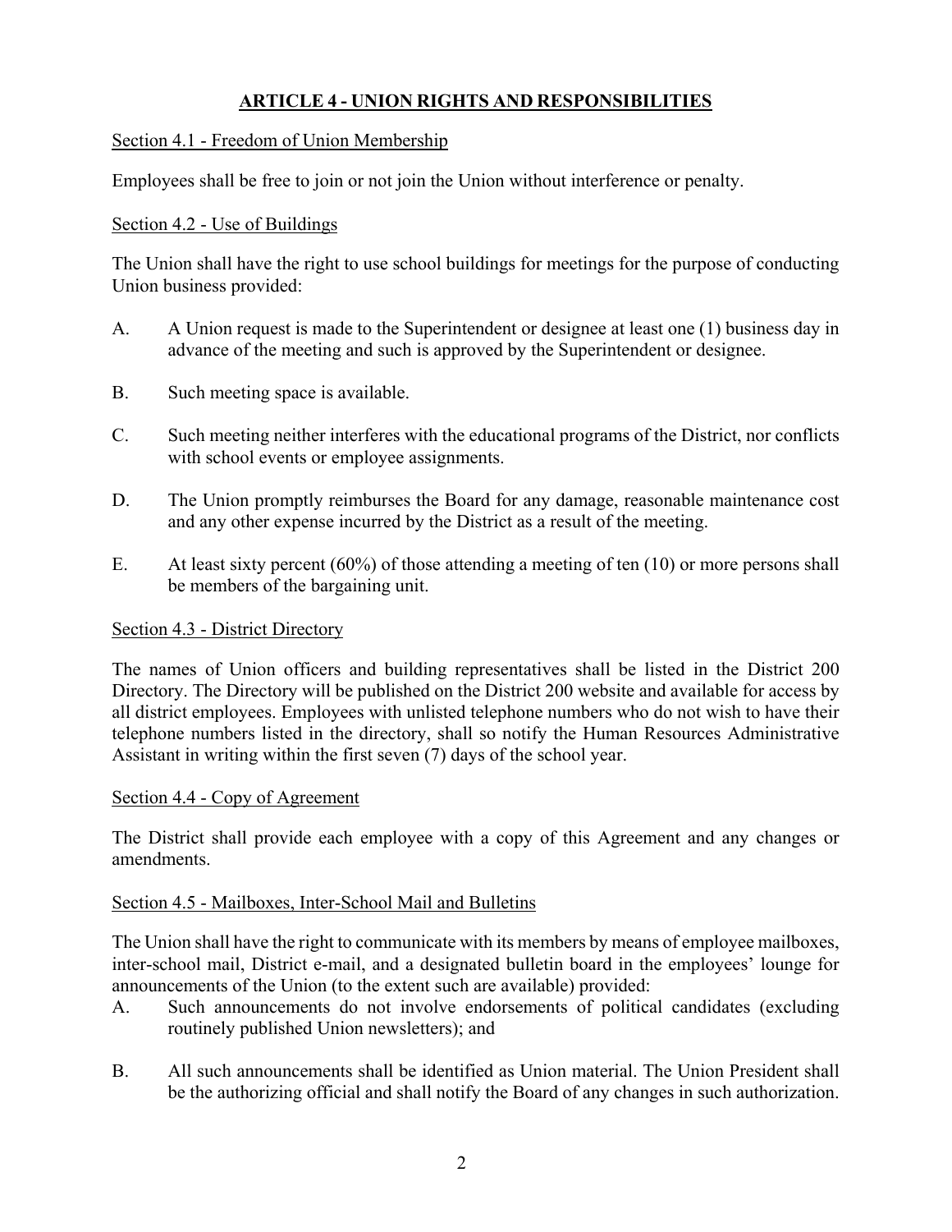## ARTICLE 4 - UNION RIGHTS AND RESPONSIBILITIES

### Section 4.1 - Freedom of Union Membership

Employees shall be free to join or not join the Union without interference or penalty.

### Section 4.2 - Use of Buildings

The Union shall have the right to use school buildings for meetings for the purpose of conducting Union business provided:

A. A Union request is made to the Superintendent or designee at least one (1) business day in advance of the meeting and such is approved by the Superintendent or designee.

B. Such meeting space is available.

C. Such meeting neither interferes with the educational programs of the District, nor conflicts with school events or employee assignments.

D. The Union promptly reimburses the Board for any damage, reasonable maintenance cost and any other expense incurred by the District as a result of the meeting.

E. At least sixty percent (60%) of those attending a meeting of ten (10) or more persons shall be members of the bargaining unit.

### Section 4.3 - District Directory

The names of Union officers and building representatives shall be listed in the District 200 Directory. The Directory will be published on the District 200 website and available for access by all district employees. Employees with unlisted telephone numbers who do not wish to have their telephone numbers listed in the directory, shall so notify the Human Resources Administrative Assistant in writing within the first seven (7) days of the school year.

### Section 4.4 - Copy of Agreement

The District shall provide each employee with a copy of this Agreement and any changes or amendments.

### Section 4.5 - Mailboxes, Inter-School Mail and Bulletins

The Union shall have the right to communicate with its members by means of employee mailboxes, inter-school mail, District e-mail, and a designated bulletin board in the employees' lounge for announcements of the Union (to the extent such are available) provided:

A. Such announcements do not involve endorsements of political candidates (excluding routinely published Union newsletters); and

B. All such announcements shall be identified as Union material. The Union President shall be the authorizing official and shall notify the Board of any changes in such authorization.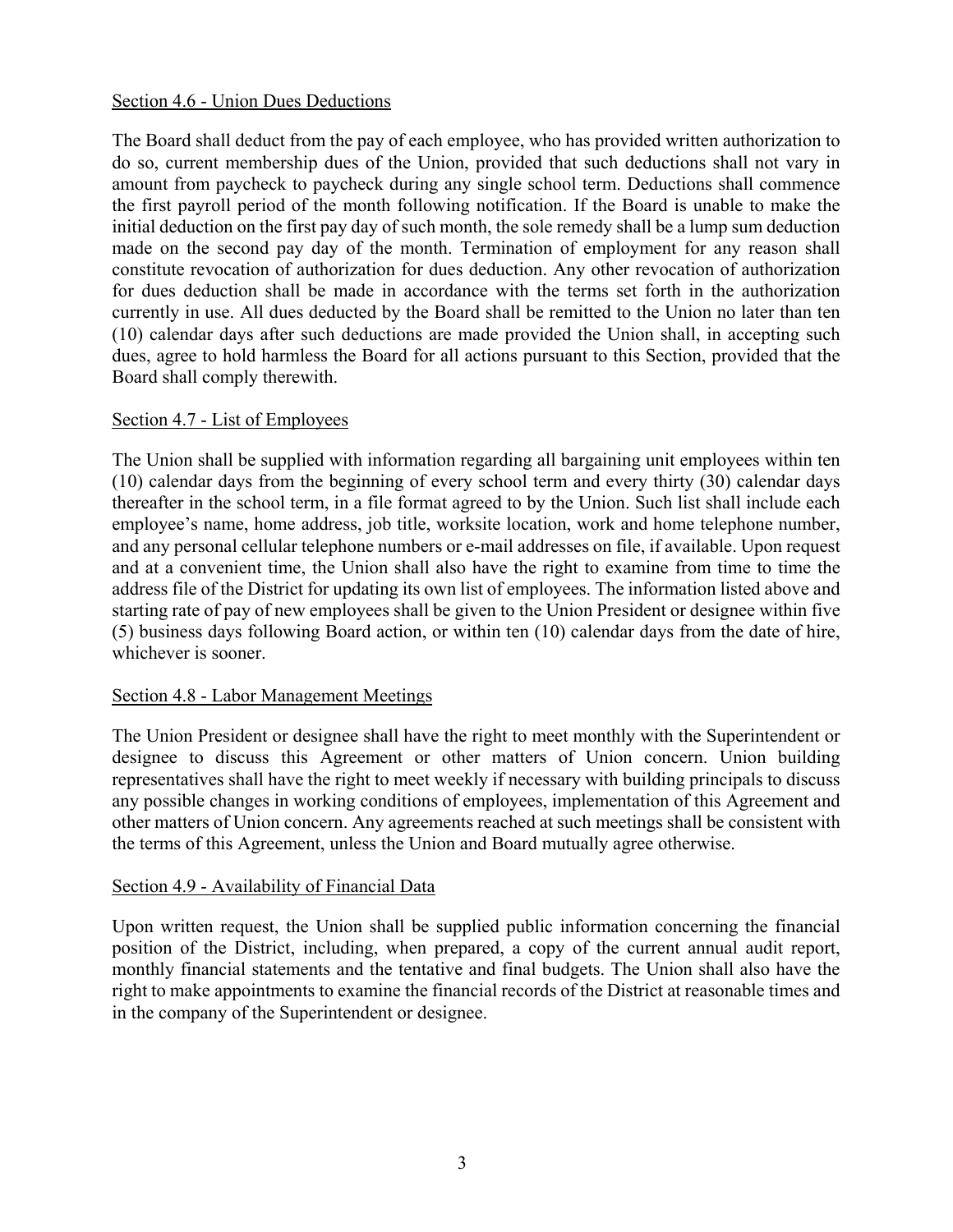Section 4.6 - Union Dues Deductions

The Board shall deduct from the pay of each employee, who has provided written authorization to do so, current membership dues of the Union, provided that such deductions shall not vary in amount from paycheck to paycheck during any single school term. Deductions shall commence the first payroll period of the month following notification. If the Board is unable to make the initial deduction on the first pay day of such month, the sole remedy shall be a lump sum deduction made on the second pay day of the month. Termination of employment for any reason shall constitute revocation of authorization for dues deduction. Any other revocation of authorization for dues deduction shall be made in accordance with the terms set forth in the authorization currently in use. All dues deducted by the Board shall be remitted to the Union no later than ten (10) calendar days after such deductions are made provided the Union shall, in accepting such dues, agree to hold harmless the Board for all actions pursuant to this Section, provided that the Board shall comply therewith.

Section 4.7 - List of Employees

The Union shall be supplied with information regarding all bargaining unit employees within ten (10) calendar days from the beginning of every school term and every thirty (30) calendar days thereafter in the school term, in a file format agreed to by the Union. Such list shall include each employee's name, home address, job title, worksite location, work and home telephone number, and any personal cellular telephone numbers or e-mail addresses on file, if available. Upon request and at a convenient time, the Union shall also have the right to examine from time to time the address file of the District for updating its own list of employees. The information listed above and starting rate of pay of new employees shall be given to the Union President or designee within five (5) business days following Board action, or within ten (10) calendar days from the date of hire, whichever is sooner.

Section 4.8 - Labor Management Meetings

The Union President or designee shall have the right to meet monthly with the Superintendent or designee to discuss this Agreement or other matters of Union concern. Union building representatives shall have the right to meet weekly if necessary with building principals to discuss any possible changes in working conditions of employees, implementation of this Agreement and other matters of Union concern. Any agreements reached at such meetings shall be consistent with the terms of this Agreement, unless the Union and Board mutually agree otherwise.

Section 4.9 - Availability of Financial Data

Upon written request, the Union shall be supplied public information concerning the financial position of the District, including, when prepared, a copy of the current annual audit report, monthly financial statements and the tentative and final budgets. The Union shall also have the right to make appointments to examine the financial records of the District at reasonable times and in the company of the Superintendent or designee.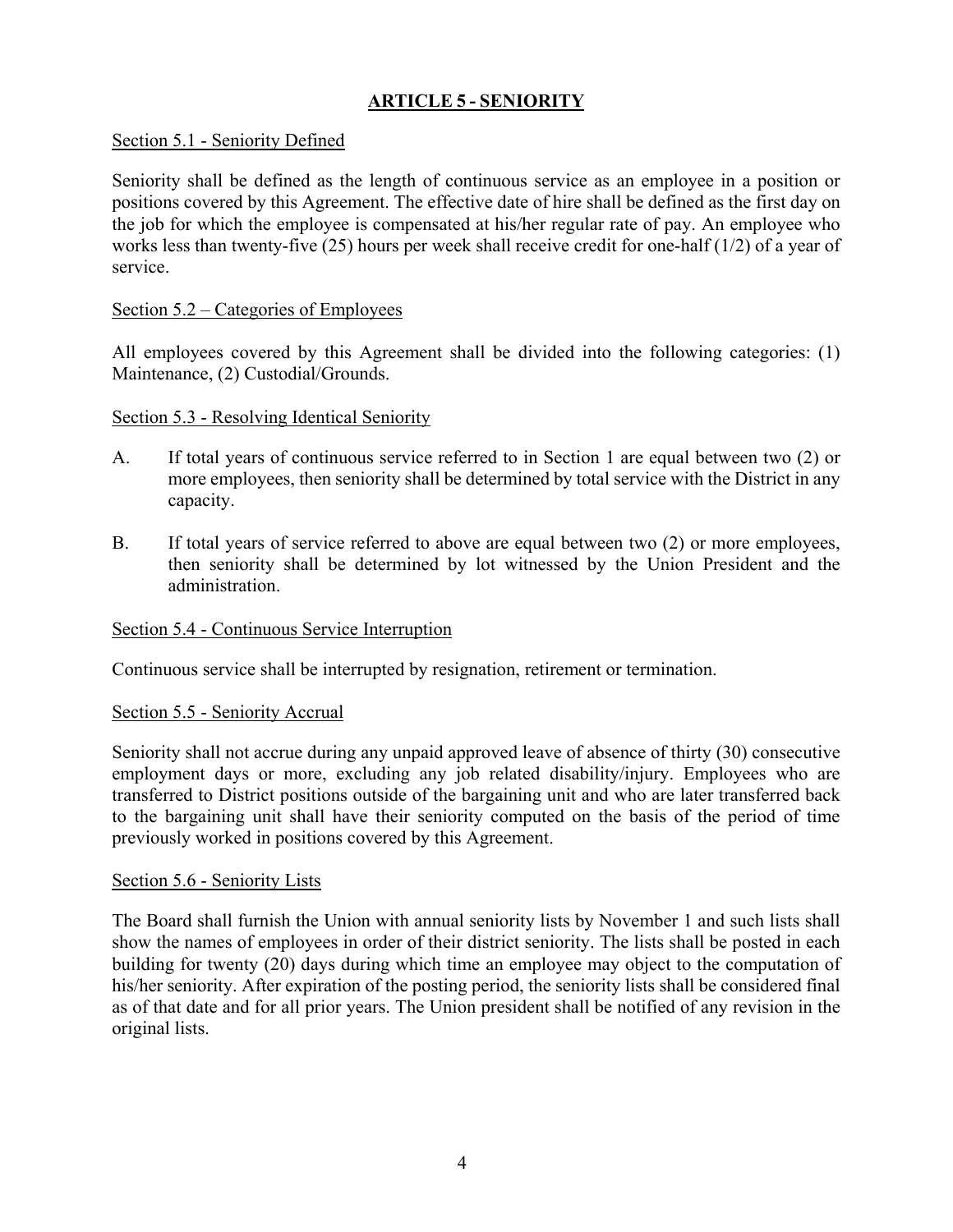## ARTICLE 5 - SENIORITY

Section 5.1 - Seniority Defined

Seniority shall be defined as the length of continuous service as an employee in a position or positions covered by this Agreement. The effective date of hire shall be defined as the first day on the job for which the employee is compensated at his/her regular rate of pay. An employee who works less than twenty-five (25) hours per week shall receive credit for one-half (1/2) of a year of service.

Section 5.2 – Categories of Employees

All employees covered by this Agreement shall be divided into the following categories: (1) Maintenance, (2) Custodial/Grounds.

Section 5.3 - Resolving Identical Seniority

A. If total years of continuous service referred to in Section 1 are equal between two (2) or more employees, then seniority shall be determined by total service with the District in any capacity.

B. If total years of service referred to above are equal between two (2) or more employees, then seniority shall be determined by lot witnessed by the Union President and the administration.

Section 5.4 - Continuous Service Interruption

Continuous service shall be interrupted by resignation, retirement or termination.

Section 5.5 - Seniority Accrual

Seniority shall not accrue during any unpaid approved leave of absence of thirty (30) consecutive employment days or more, excluding any job related disability/injury. Employees who are transferred to District positions outside of the bargaining unit and who are later transferred back to the bargaining unit shall have their seniority computed on the basis of the period of time previously worked in positions covered by this Agreement.

Section 5.6 - Seniority Lists

The Board shall furnish the Union with annual seniority lists by November 1 and such lists shall show the names of employees in order of their district seniority. The lists shall be posted in each building for twenty (20) days during which time an employee may object to the computation of his/her seniority. After expiration of the posting period, the seniority lists shall be considered final as of that date and for all prior years. The Union president shall be notified of any revision in the original lists.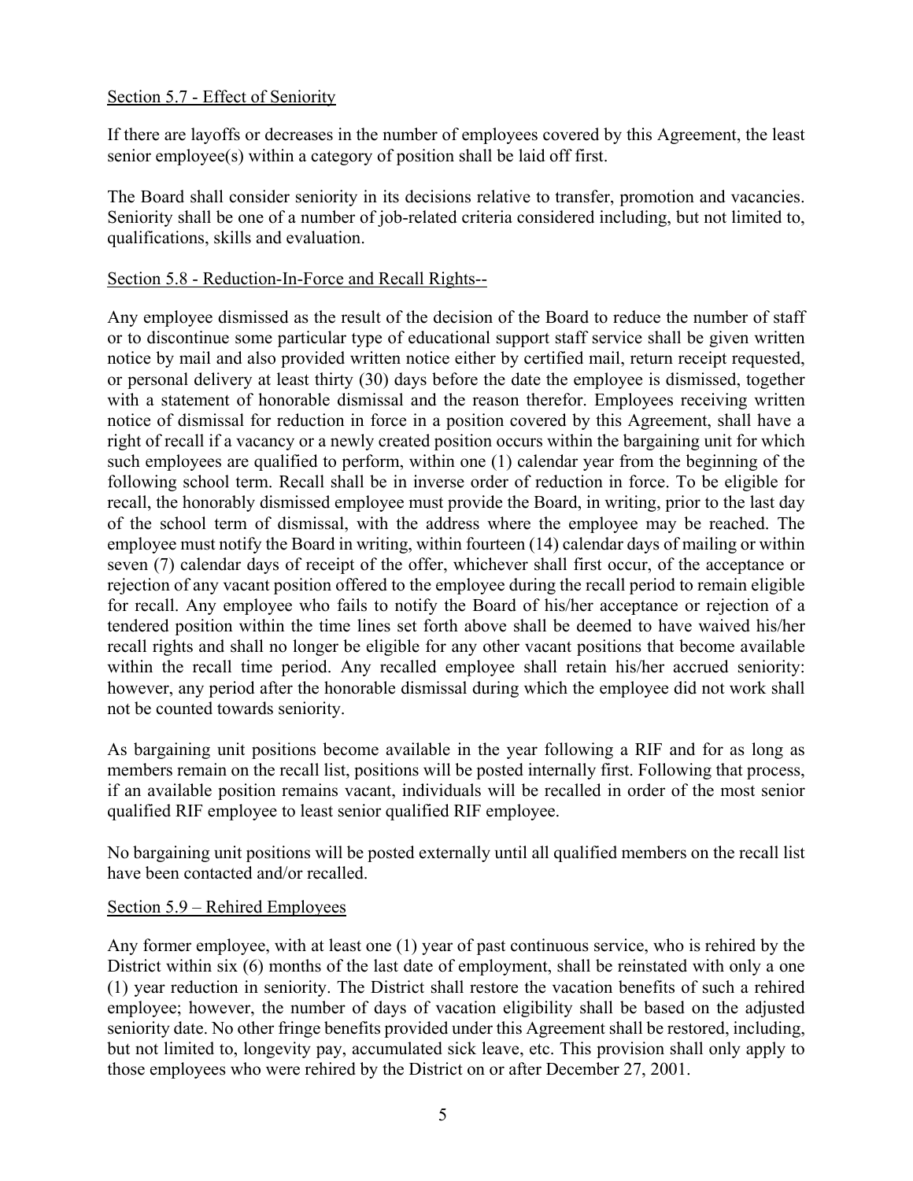Section 5.7 - Effect of Seniority

If there are layoffs or decreases in the number of employees covered by this Agreement, the least senior employee(s) within a category of position shall be laid off first.

The Board shall consider seniority in its decisions relative to transfer, promotion and vacancies. Seniority shall be one of a number of job-related criteria considered including, but not limited to, qualifications, skills and evaluation.

Section 5.8 - Reduction-In-Force and Recall Rights--

Any employee dismissed as the result of the decision of the Board to reduce the number of staff or to discontinue some particular type of educational support staff service shall be given written notice by mail and also provided written notice either by certified mail, return receipt requested, or personal delivery at least thirty (30) days before the date the employee is dismissed, together with a statement of honorable dismissal and the reason therefor. Employees receiving written notice of dismissal for reduction in force in a position covered by this Agreement, shall have a right of recall if a vacancy or a newly created position occurs within the bargaining unit for which such employees are qualified to perform, within one (1) calendar year from the beginning of the following school term. Recall shall be in inverse order of reduction in force. To be eligible for recall, the honorably dismissed employee must provide the Board, in writing, prior to the last day of the school term of dismissal, with the address where the employee may be reached. The employee must notify the Board in writing, within fourteen (14) calendar days of mailing or within seven (7) calendar days of receipt of the offer, whichever shall first occur, of the acceptance or rejection of any vacant position offered to the employee during the recall period to remain eligible for recall. Any employee who fails to notify the Board of his/her acceptance or rejection of a tendered position within the time lines set forth above shall be deemed to have waived his/her recall rights and shall no longer be eligible for any other vacant positions that become available within the recall time period. Any recalled employee shall retain his/her accrued seniority: however, any period after the honorable dismissal during which the employee did not work shall not be counted towards seniority.

As bargaining unit positions become available in the year following a RIF and for as long as members remain on the recall list, positions will be posted internally first. Following that process, if an available position remains vacant, individuals will be recalled in order of the most senior qualified RIF employee to least senior qualified RIF employee.

No bargaining unit positions will be posted externally until all qualified members on the recall list have been contacted and/or recalled.

Section 5.9 – Rehired Employees

Any former employee, with at least one (1) year of past continuous service, who is rehired by the District within six (6) months of the last date of employment, shall be reinstated with only a one (1) year reduction in seniority. The District shall restore the vacation benefits of such a rehired employee; however, the number of days of vacation eligibility shall be based on the adjusted seniority date. No other fringe benefits provided under this Agreement shall be restored, including, but not limited to, longevity pay, accumulated sick leave, etc. This provision shall only apply to those employees who were rehired by the District on or after December 27, 2001.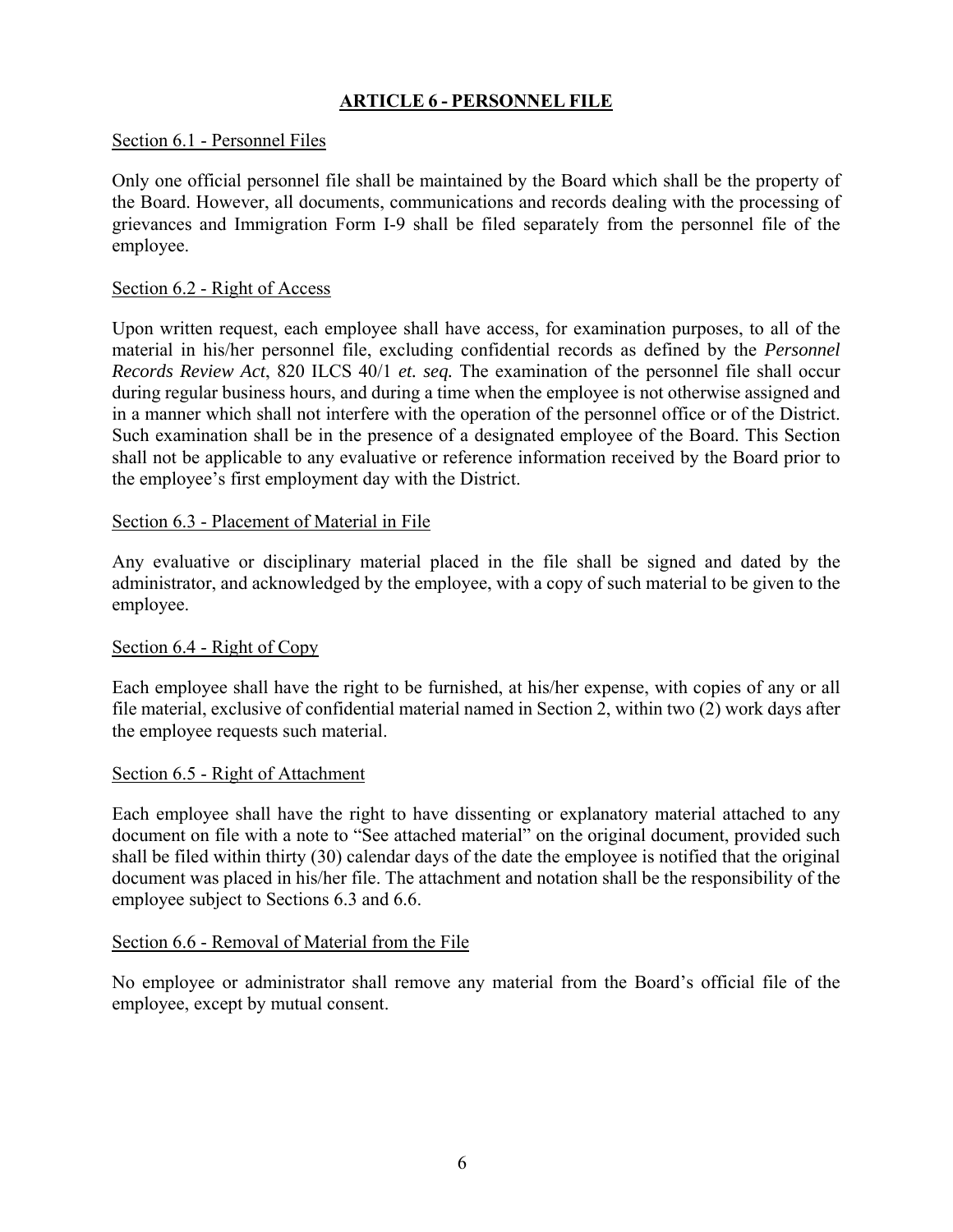# ARTICLE 6 - PERSONNEL FILE

## Section 6.1 - Personnel Files

Only one official personnel file shall be maintained by the Board which shall be the property of the Board. However, all documents, communications and records dealing with the processing of grievances and Immigration Form I-9 shall be filed separately from the personnel file of the employee.

## Section 6.2 - Right of Access

Upon written request, each employee shall have access, for examination purposes, to all of the material in his/her personnel file, excluding confidential records as defined by the *Personnel Records Review Act*, 820 ILCS 40/1 *et. seq.* The examination of the personnel file shall occur during regular business hours, and during a time when the employee is not otherwise assigned and in a manner which shall not interfere with the operation of the personnel office or of the District. Such examination shall be in the presence of a designated employee of the Board. This Section shall not be applicable to any evaluative or reference information received by the Board prior to the employee's first employment day with the District.

## Section 6.3 - Placement of Material in File

Any evaluative or disciplinary material placed in the file shall be signed and dated by the administrator, and acknowledged by the employee, with a copy of such material to be given to the employee.

## Section 6.4 - Right of Copy

Each employee shall have the right to be furnished, at his/her expense, with copies of any or all file material, exclusive of confidential material named in Section 2, within two (2) work days after the employee requests such material.

## Section 6.5 - Right of Attachment

Each employee shall have the right to have dissenting or explanatory material attached to any document on file with a note to "See attached material" on the original document, provided such shall be filed within thirty (30) calendar days of the date the employee is notified that the original document was placed in his/her file. The attachment and notation shall be the responsibility of the employee subject to Sections 6.3 and 6.6.

## Section 6.6 - Removal of Material from the File

No employee or administrator shall remove any material from the Board's official file of the employee, except by mutual consent.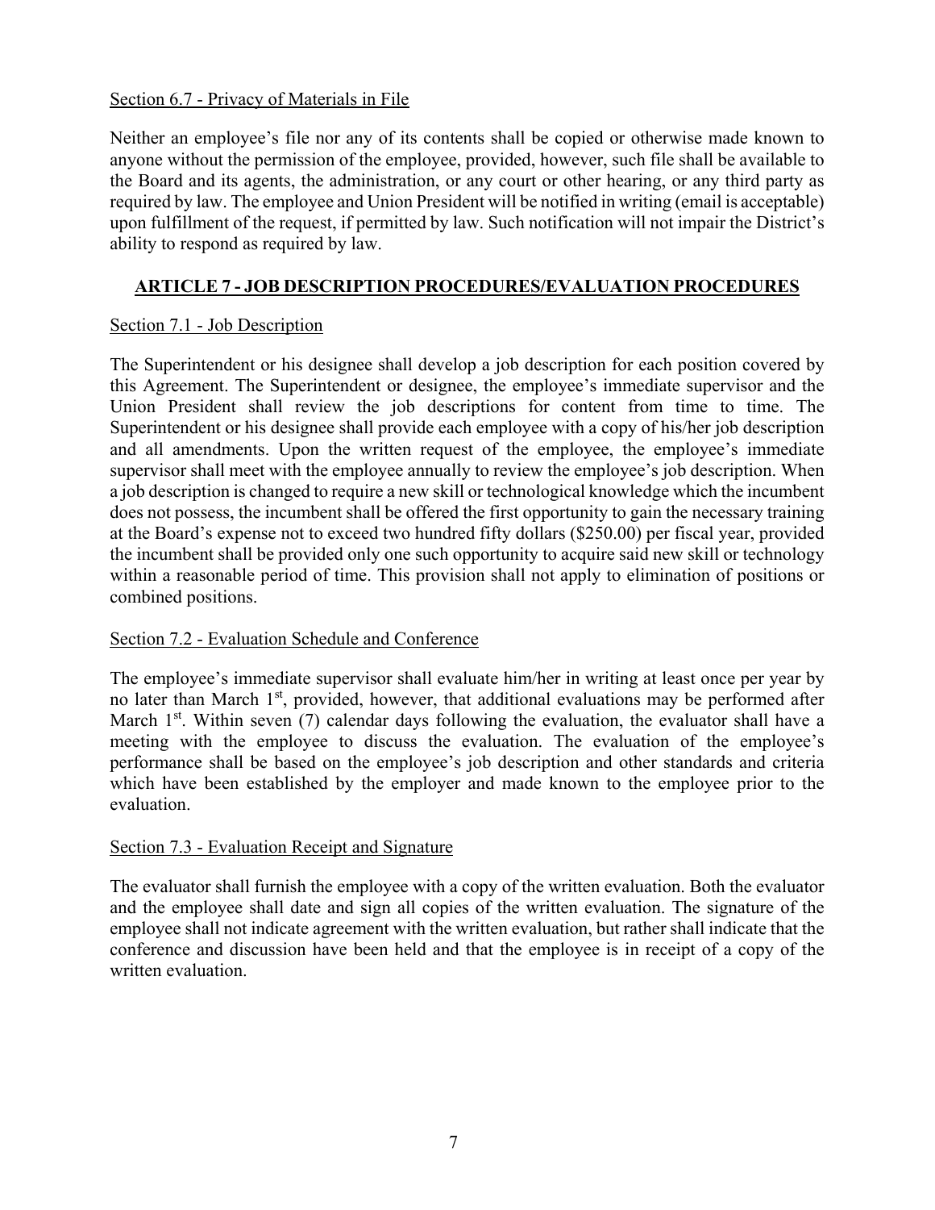Section 6.7 - Privacy of Materials in File

Neither an employee's file nor any of its contents shall be copied or otherwise made known to anyone without the permission of the employee, provided, however, such file shall be available to the Board and its agents, the administration, or any court or other hearing, or any third party as required by law. The employee and Union President will be notified in writing (email is acceptable) upon fulfillment of the request, if permitted by law. Such notification will not impair the District's ability to respond as required by law.

## ARTICLE 7 - JOB DESCRIPTION PROCEDURES/EVALUATION PROCEDURES

Section 7.1 - Job Description

The Superintendent or his designee shall develop a job description for each position covered by this Agreement. The Superintendent or designee, the employee's immediate supervisor and the Union President shall review the job descriptions for content from time to time. The Superintendent or his designee shall provide each employee with a copy of his/her job description and all amendments. Upon the written request of the employee, the employee's immediate supervisor shall meet with the employee annually to review the employee's job description. When a job description is changed to require a new skill or technological knowledge which the incumbent does not possess, the incumbent shall be offered the first opportunity to gain the necessary training at the Board's expense not to exceed two hundred fifty dollars ($250.00) per fiscal year, provided the incumbent shall be provided only one such opportunity to acquire said new skill or technology within a reasonable period of time. This provision shall not apply to elimination of positions or combined positions.

Section 7.2 - Evaluation Schedule and Conference

The employee's immediate supervisor shall evaluate him/her in writing at least once per year by no later than March 1st, provided, however, that additional evaluations may be performed after March 1st. Within seven (7) calendar days following the evaluation, the evaluator shall have a meeting with the employee to discuss the evaluation. The evaluation of the employee's performance shall be based on the employee's job description and other standards and criteria which have been established by the employer and made known to the employee prior to the evaluation.

Section 7.3 - Evaluation Receipt and Signature

The evaluator shall furnish the employee with a copy of the written evaluation. Both the evaluator and the employee shall date and sign all copies of the written evaluation. The signature of the employee shall not indicate agreement with the written evaluation, but rather shall indicate that the conference and discussion have been held and that the employee is in receipt of a copy of the written evaluation.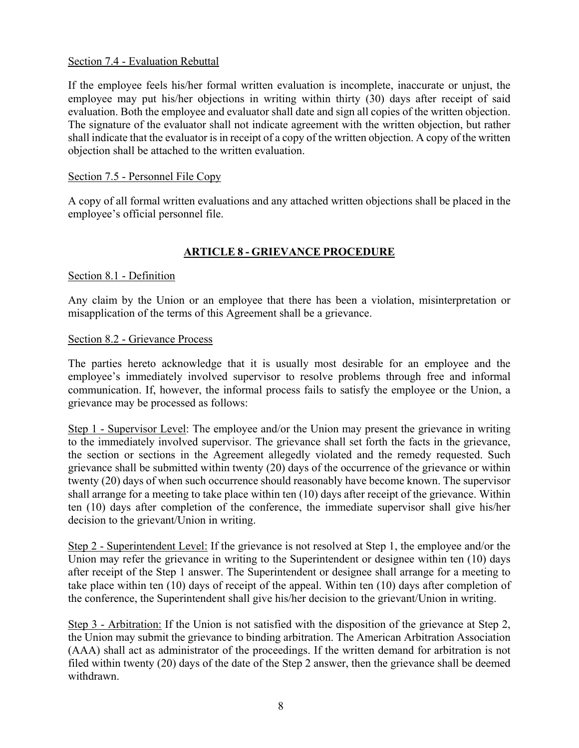Section 7.4 - Evaluation Rebuttal

If the employee feels his/her formal written evaluation is incomplete, inaccurate or unjust, the employee may put his/her objections in writing within thirty (30) days after receipt of said evaluation. Both the employee and evaluator shall date and sign all copies of the written objection. The signature of the evaluator shall not indicate agreement with the written objection, but rather shall indicate that the evaluator is in receipt of a copy of the written objection. A copy of the written objection shall be attached to the written evaluation.

Section 7.5 - Personnel File Copy

A copy of all formal written evaluations and any attached written objections shall be placed in the employee's official personnel file.

## ARTICLE 8 - GRIEVANCE PROCEDURE

Section 8.1 - Definition

Any claim by the Union or an employee that there has been a violation, misinterpretation or misapplication of the terms of this Agreement shall be a grievance.

Section 8.2 - Grievance Process

The parties hereto acknowledge that it is usually most desirable for an employee and the employee's immediately involved supervisor to resolve problems through free and informal communication. If, however, the informal process fails to satisfy the employee or the Union, a grievance may be processed as follows:

Step 1 - Supervisor Level: The employee and/or the Union may present the grievance in writing to the immediately involved supervisor. The grievance shall set forth the facts in the grievance, the section or sections in the Agreement allegedly violated and the remedy requested. Such grievance shall be submitted within twenty (20) days of the occurrence of the grievance or within twenty (20) days of when such occurrence should reasonably have become known. The supervisor shall arrange for a meeting to take place within ten (10) days after receipt of the grievance. Within ten (10) days after completion of the conference, the immediate supervisor shall give his/her decision to the grievant/Union in writing.

Step 2 - Superintendent Level: If the grievance is not resolved at Step 1, the employee and/or the Union may refer the grievance in writing to the Superintendent or designee within ten (10) days after receipt of the Step 1 answer. The Superintendent or designee shall arrange for a meeting to take place within ten (10) days of receipt of the appeal. Within ten (10) days after completion of the conference, the Superintendent shall give his/her decision to the grievant/Union in writing.

Step 3 - Arbitration: If the Union is not satisfied with the disposition of the grievance at Step 2, the Union may submit the grievance to binding arbitration. The American Arbitration Association (AAA) shall act as administrator of the proceedings. If the written demand for arbitration is not filed within twenty (20) days of the date of the Step 2 answer, then the grievance shall be deemed withdrawn.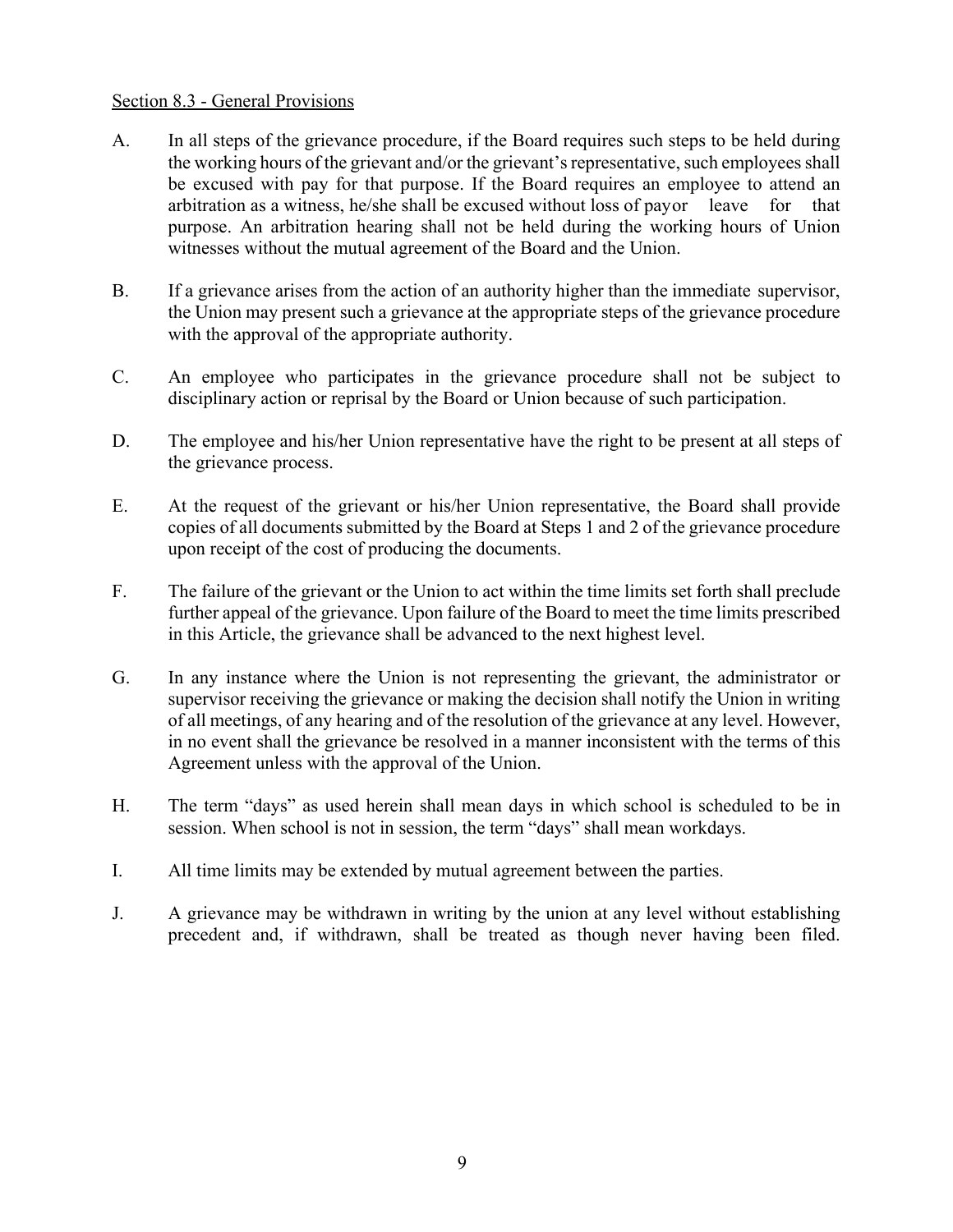Section 8.3 - General Provisions

A. In all steps of the grievance procedure, if the Board requires such steps to be held during the working hours of the grievant and/or the grievant's representative, such employees shall be excused with pay for that purpose. If the Board requires an employee to attend an arbitration as a witness, he/she shall be excused without loss of payor leave for that purpose. An arbitration hearing shall not be held during the working hours of Union witnesses without the mutual agreement of the Board and the Union.

B. If a grievance arises from the action of an authority higher than the immediate supervisor, the Union may present such a grievance at the appropriate steps of the grievance procedure with the approval of the appropriate authority.

C. An employee who participates in the grievance procedure shall not be subject to disciplinary action or reprisal by the Board or Union because of such participation.

D. The employee and his/her Union representative have the right to be present at all steps of the grievance process.

E. At the request of the grievant or his/her Union representative, the Board shall provide copies of all documents submitted by the Board at Steps 1 and 2 of the grievance procedure upon receipt of the cost of producing the documents.

F. The failure of the grievant or the Union to act within the time limits set forth shall preclude further appeal of the grievance. Upon failure of the Board to meet the time limits prescribed in this Article, the grievance shall be advanced to the next highest level.

G. In any instance where the Union is not representing the grievant, the administrator or supervisor receiving the grievance or making the decision shall notify the Union in writing of all meetings, of any hearing and of the resolution of the grievance at any level. However, in no event shall the grievance be resolved in a manner inconsistent with the terms of this Agreement unless with the approval of the Union.

H. The term "days" as used herein shall mean days in which school is scheduled to be in session. When school is not in session, the term "days" shall mean workdays.

I. All time limits may be extended by mutual agreement between the parties.

J. A grievance may be withdrawn in writing by the union at any level without establishing precedent and, if withdrawn, shall be treated as though never having been filed.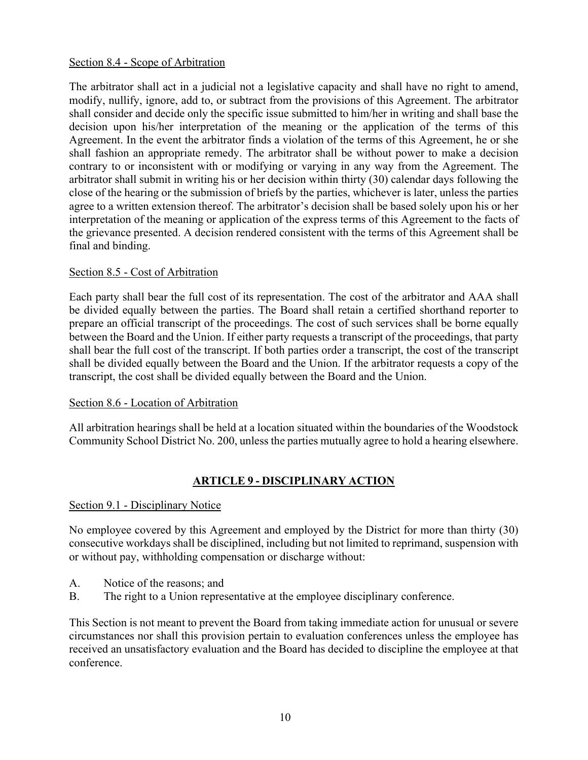Section 8.4 - Scope of Arbitration

The arbitrator shall act in a judicial not a legislative capacity and shall have no right to amend, modify, nullify, ignore, add to, or subtract from the provisions of this Agreement. The arbitrator shall consider and decide only the specific issue submitted to him/her in writing and shall base the decision upon his/her interpretation of the meaning or the application of the terms of this Agreement. In the event the arbitrator finds a violation of the terms of this Agreement, he or she shall fashion an appropriate remedy. The arbitrator shall be without power to make a decision contrary to or inconsistent with or modifying or varying in any way from the Agreement. The arbitrator shall submit in writing his or her decision within thirty (30) calendar days following the close of the hearing or the submission of briefs by the parties, whichever is later, unless the parties agree to a written extension thereof. The arbitrator's decision shall be based solely upon his or her interpretation of the meaning or application of the express terms of this Agreement to the facts of the grievance presented. A decision rendered consistent with the terms of this Agreement shall be final and binding.

Section 8.5 - Cost of Arbitration

Each party shall bear the full cost of its representation. The cost of the arbitrator and AAA shall be divided equally between the parties. The Board shall retain a certified shorthand reporter to prepare an official transcript of the proceedings. The cost of such services shall be borne equally between the Board and the Union. If either party requests a transcript of the proceedings, that party shall bear the full cost of the transcript. If both parties order a transcript, the cost of the transcript shall be divided equally between the Board and the Union. If the arbitrator requests a copy of the transcript, the cost shall be divided equally between the Board and the Union.

Section 8.6 - Location of Arbitration

All arbitration hearings shall be held at a location situated within the boundaries of the Woodstock Community School District No. 200, unless the parties mutually agree to hold a hearing elsewhere.

## ARTICLE 9 - DISCIPLINARY ACTION

Section 9.1 - Disciplinary Notice

No employee covered by this Agreement and employed by the District for more than thirty (30) consecutive workdays shall be disciplined, including but not limited to reprimand, suspension with or without pay, withholding compensation or discharge without:

A. Notice of the reasons; and
B. The right to a Union representative at the employee disciplinary conference.

This Section is not meant to prevent the Board from taking immediate action for unusual or severe circumstances nor shall this provision pertain to evaluation conferences unless the employee has received an unsatisfactory evaluation and the Board has decided to discipline the employee at that conference.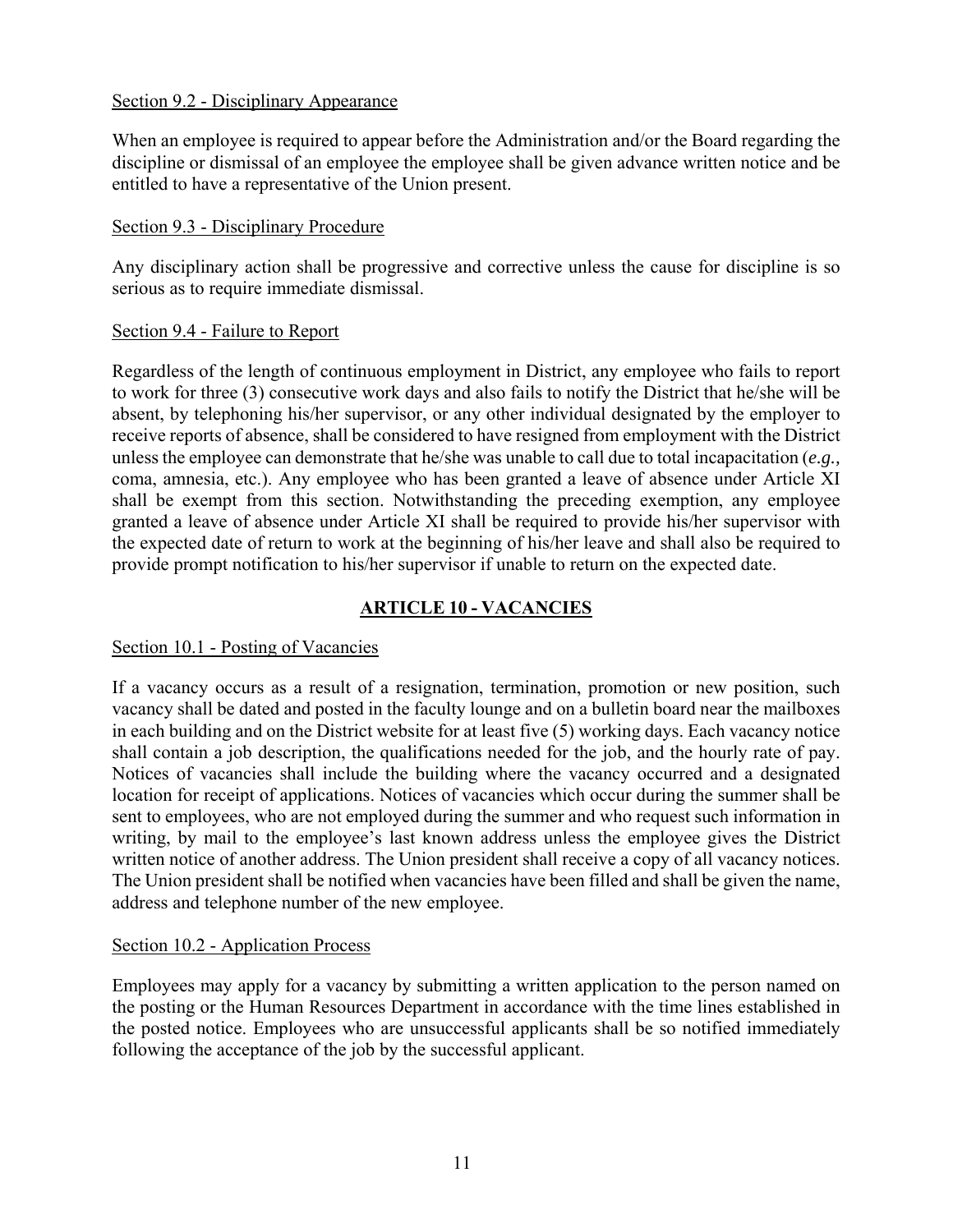### Section 9.2 - Disciplinary Appearance

When an employee is required to appear before the Administration and/or the Board regarding the discipline or dismissal of an employee the employee shall be given advance written notice and be entitled to have a representative of the Union present.

### Section 9.3 - Disciplinary Procedure

Any disciplinary action shall be progressive and corrective unless the cause for discipline is so serious as to require immediate dismissal.

### Section 9.4 - Failure to Report

Regardless of the length of continuous employment in District, any employee who fails to report to work for three (3) consecutive work days and also fails to notify the District that he/she will be absent, by telephoning his/her supervisor, or any other individual designated by the employer to receive reports of absence, shall be considered to have resigned from employment with the District unless the employee can demonstrate that he/she was unable to call due to total incapacitation (*e.g.,* coma, amnesia, etc.). Any employee who has been granted a leave of absence under Article XI shall be exempt from this section. Notwithstanding the preceding exemption, any employee granted a leave of absence under Article XI shall be required to provide his/her supervisor with the expected date of return to work at the beginning of his/her leave and shall also be required to provide prompt notification to his/her supervisor if unable to return on the expected date.

## ARTICLE 10 - VACANCIES

### Section 10.1 - Posting of Vacancies

If a vacancy occurs as a result of a resignation, termination, promotion or new position, such vacancy shall be dated and posted in the faculty lounge and on a bulletin board near the mailboxes in each building and on the District website for at least five (5) working days. Each vacancy notice shall contain a job description, the qualifications needed for the job, and the hourly rate of pay. Notices of vacancies shall include the building where the vacancy occurred and a designated location for receipt of applications. Notices of vacancies which occur during the summer shall be sent to employees, who are not employed during the summer and who request such information in writing, by mail to the employee's last known address unless the employee gives the District written notice of another address. The Union president shall receive a copy of all vacancy notices. The Union president shall be notified when vacancies have been filled and shall be given the name, address and telephone number of the new employee.

### Section 10.2 - Application Process

Employees may apply for a vacancy by submitting a written application to the person named on the posting or the Human Resources Department in accordance with the time lines established in the posted notice. Employees who are unsuccessful applicants shall be so notified immediately following the acceptance of the job by the successful applicant.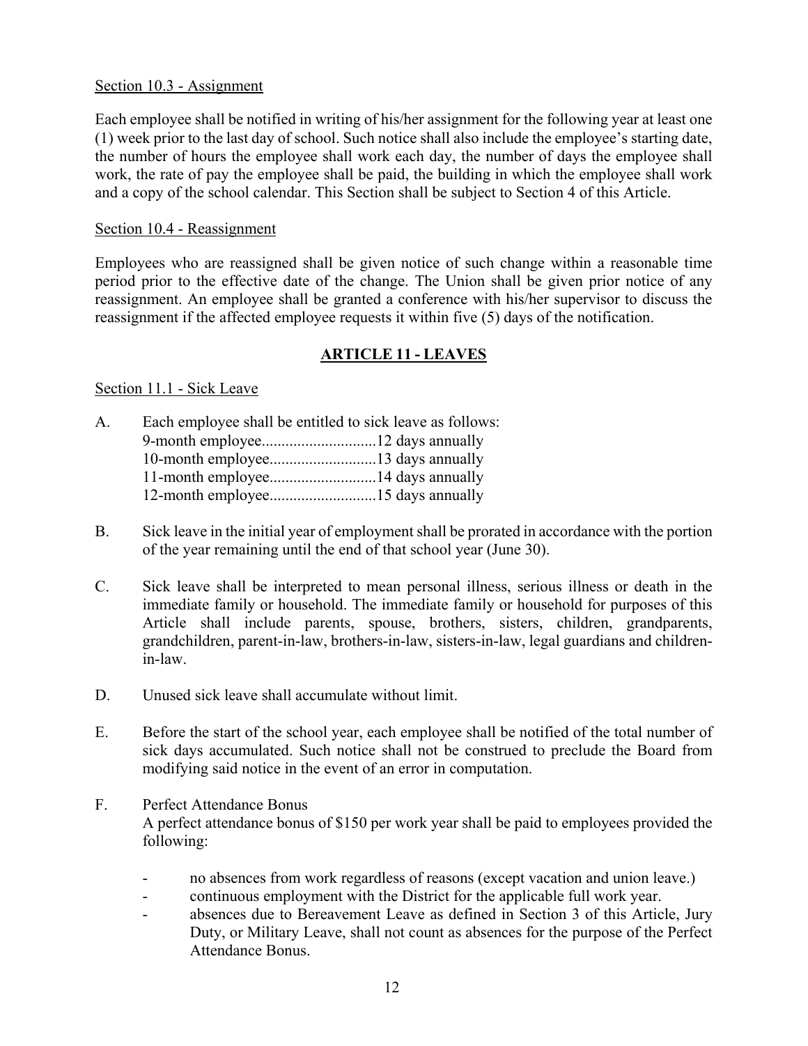Section 10.3 - Assignment

Each employee shall be notified in writing of his/her assignment for the following year at least one (1) week prior to the last day of school. Such notice shall also include the employee's starting date, the number of hours the employee shall work each day, the number of days the employee shall work, the rate of pay the employee shall be paid, the building in which the employee shall work and a copy of the school calendar. This Section shall be subject to Section 4 of this Article.

Section 10.4 - Reassignment

Employees who are reassigned shall be given notice of such change within a reasonable time period prior to the effective date of the change. The Union shall be given prior notice of any reassignment. An employee shall be granted a conference with his/her supervisor to discuss the reassignment if the affected employee requests it within five (5) days of the notification.

## ARTICLE 11 - LEAVES

Section 11.1 - Sick Leave

A. Each employee shall be entitled to sick leave as follows:
   9-month employee............................12 days annually
   10-month employee..........................13 days annually
   11-month employee..........................14 days annually
   12-month employee..........................15 days annually

B. Sick leave in the initial year of employment shall be prorated in accordance with the portion of the year remaining until the end of that school year (June 30).

C. Sick leave shall be interpreted to mean personal illness, serious illness or death in the immediate family or household. The immediate family or household for purposes of this Article shall include parents, spouse, brothers, sisters, children, grandparents, grandchildren, parent-in-law, brothers-in-law, sisters-in-law, legal guardians and children-in-law.

D. Unused sick leave shall accumulate without limit.

E. Before the start of the school year, each employee shall be notified of the total number of sick days accumulated. Such notice shall not be construed to preclude the Board from modifying said notice in the event of an error in computation.

F. Perfect Attendance Bonus
   A perfect attendance bonus of $150 per work year shall be paid to employees provided the following:

   - no absences from work regardless of reasons (except vacation and union leave.)
   - continuous employment with the District for the applicable full work year.
   - absences due to Bereavement Leave as defined in Section 3 of this Article, Jury Duty, or Military Leave, shall not count as absences for the purpose of the Perfect Attendance Bonus.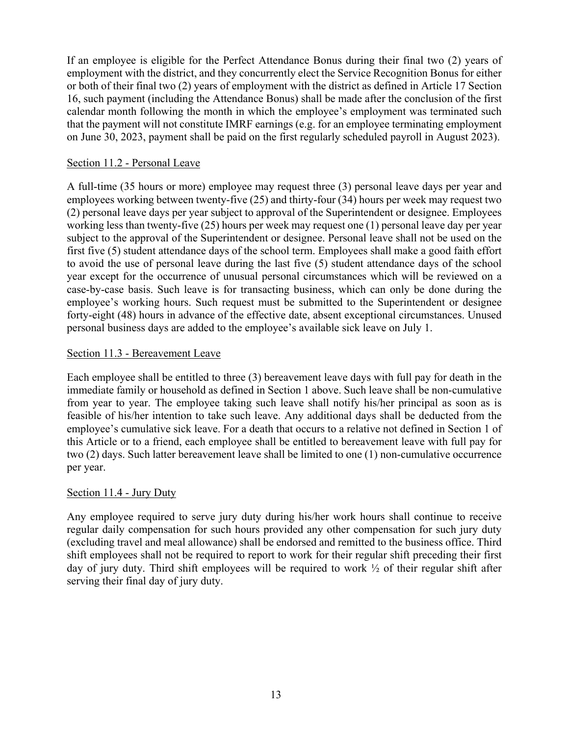If an employee is eligible for the Perfect Attendance Bonus during their final two (2) years of employment with the district, and they concurrently elect the Service Recognition Bonus for either or both of their final two (2) years of employment with the district as defined in Article 17 Section 16, such payment (including the Attendance Bonus) shall be made after the conclusion of the first calendar month following the month in which the employee's employment was terminated such that the payment will not constitute IMRF earnings (e.g. for an employee terminating employment on June 30, 2023, payment shall be paid on the first regularly scheduled payroll in August 2023).

## Section 11.2 - Personal Leave

A full-time (35 hours or more) employee may request three (3) personal leave days per year and employees working between twenty-five (25) and thirty-four (34) hours per week may request two (2) personal leave days per year subject to approval of the Superintendent or designee. Employees working less than twenty-five (25) hours per week may request one (1) personal leave day per year subject to the approval of the Superintendent or designee. Personal leave shall not be used on the first five (5) student attendance days of the school term. Employees shall make a good faith effort to avoid the use of personal leave during the last five (5) student attendance days of the school year except for the occurrence of unusual personal circumstances which will be reviewed on a case-by-case basis. Such leave is for transacting business, which can only be done during the employee's working hours. Such request must be submitted to the Superintendent or designee forty-eight (48) hours in advance of the effective date, absent exceptional circumstances. Unused personal business days are added to the employee's available sick leave on July 1.

## Section 11.3 - Bereavement Leave

Each employee shall be entitled to three (3) bereavement leave days with full pay for death in the immediate family or household as defined in Section 1 above. Such leave shall be non-cumulative from year to year. The employee taking such leave shall notify his/her principal as soon as is feasible of his/her intention to take such leave. Any additional days shall be deducted from the employee's cumulative sick leave. For a death that occurs to a relative not defined in Section 1 of this Article or to a friend, each employee shall be entitled to bereavement leave with full pay for two (2) days. Such latter bereavement leave shall be limited to one (1) non-cumulative occurrence per year.

## Section 11.4 - Jury Duty

Any employee required to serve jury duty during his/her work hours shall continue to receive regular daily compensation for such hours provided any other compensation for such jury duty (excluding travel and meal allowance) shall be endorsed and remitted to the business office. Third shift employees shall not be required to report to work for their regular shift preceding their first day of jury duty. Third shift employees will be required to work ½ of their regular shift after serving their final day of jury duty.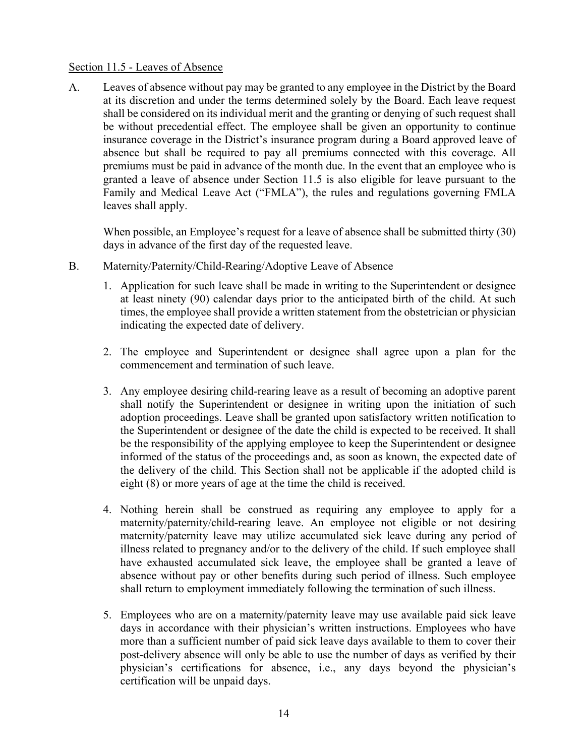Section 11.5 - Leaves of Absence

A. Leaves of absence without pay may be granted to any employee in the District by the Board at its discretion and under the terms determined solely by the Board. Each leave request shall be considered on its individual merit and the granting or denying of such request shall be without precedential effect. The employee shall be given an opportunity to continue insurance coverage in the District's insurance program during a Board approved leave of absence but shall be required to pay all premiums connected with this coverage. All premiums must be paid in advance of the month due. In the event that an employee who is granted a leave of absence under Section 11.5 is also eligible for leave pursuant to the Family and Medical Leave Act ("FMLA"), the rules and regulations governing FMLA leaves shall apply.

   When possible, an Employee's request for a leave of absence shall be submitted thirty (30) days in advance of the first day of the requested leave.

B. Maternity/Paternity/Child-Rearing/Adoptive Leave of Absence

   1. Application for such leave shall be made in writing to the Superintendent or designee at least ninety (90) calendar days prior to the anticipated birth of the child. At such times, the employee shall provide a written statement from the obstetrician or physician indicating the expected date of delivery.

   2. The employee and Superintendent or designee shall agree upon a plan for the commencement and termination of such leave.

   3. Any employee desiring child-rearing leave as a result of becoming an adoptive parent shall notify the Superintendent or designee in writing upon the initiation of such adoption proceedings. Leave shall be granted upon satisfactory written notification to the Superintendent or designee of the date the child is expected to be received. It shall be the responsibility of the applying employee to keep the Superintendent or designee informed of the status of the proceedings and, as soon as known, the expected date of the delivery of the child. This Section shall not be applicable if the adopted child is eight (8) or more years of age at the time the child is received.

   4. Nothing herein shall be construed as requiring any employee to apply for a maternity/paternity/child-rearing leave. An employee not eligible or not desiring maternity/paternity leave may utilize accumulated sick leave during any period of illness related to pregnancy and/or to the delivery of the child. If such employee shall have exhausted accumulated sick leave, the employee shall be granted a leave of absence without pay or other benefits during such period of illness. Such employee shall return to employment immediately following the termination of such illness.

   5. Employees who are on a maternity/paternity leave may use available paid sick leave days in accordance with their physician's written instructions. Employees who have more than a sufficient number of paid sick leave days available to them to cover their post-delivery absence will only be able to use the number of days as verified by their physician's certifications for absence, i.e., any days beyond the physician's certification will be unpaid days.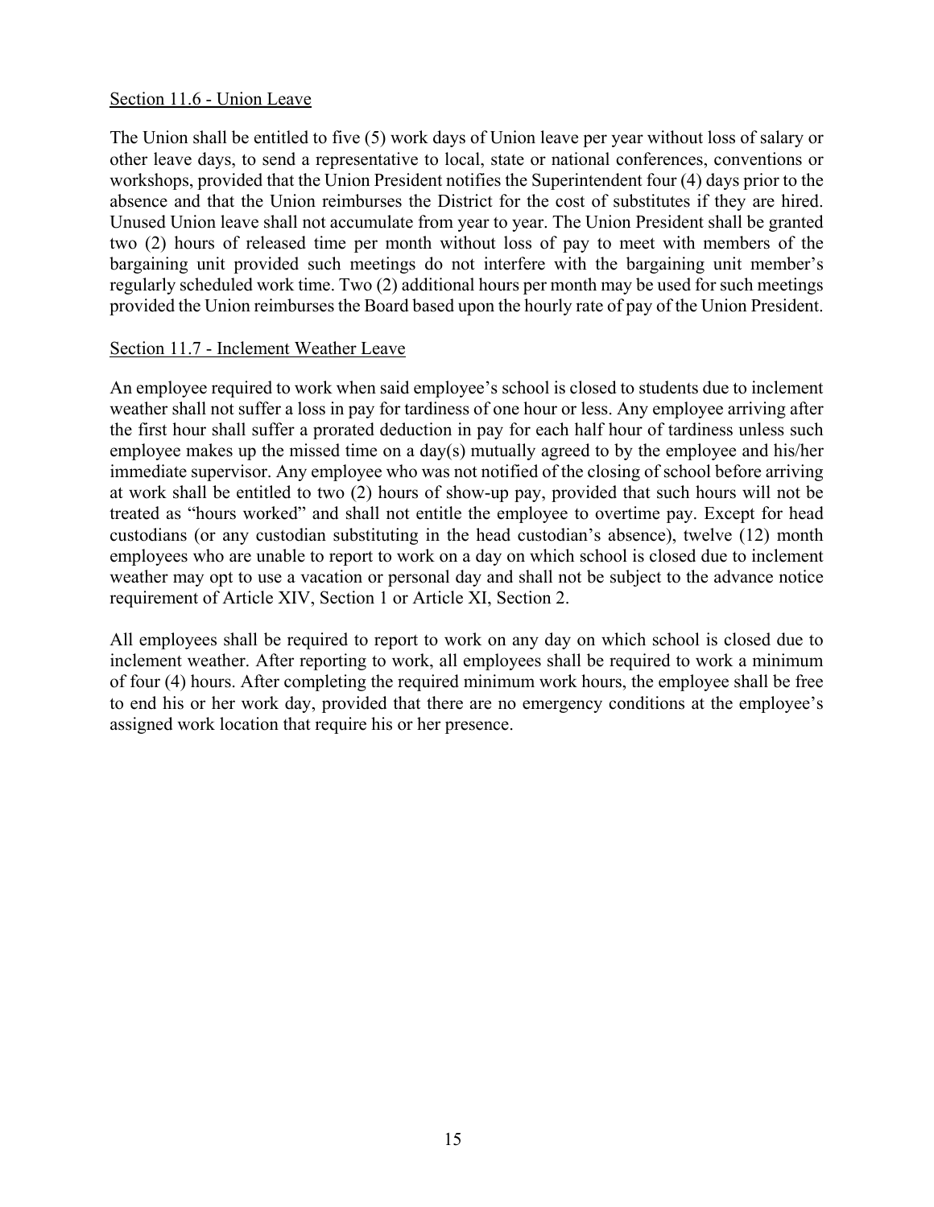<u>Section 11.6 - Union Leave</u>

The Union shall be entitled to five (5) work days of Union leave per year without loss of salary or other leave days, to send a representative to local, state or national conferences, conventions or workshops, provided that the Union President notifies the Superintendent four (4) days prior to the absence and that the Union reimburses the District for the cost of substitutes if they are hired. Unused Union leave shall not accumulate from year to year. The Union President shall be granted two (2) hours of released time per month without loss of pay to meet with members of the bargaining unit provided such meetings do not interfere with the bargaining unit member's regularly scheduled work time. Two (2) additional hours per month may be used for such meetings provided the Union reimburses the Board based upon the hourly rate of pay of the Union President.

<u>Section 11.7 - Inclement Weather Leave</u>

An employee required to work when said employee's school is closed to students due to inclement weather shall not suffer a loss in pay for tardiness of one hour or less. Any employee arriving after the first hour shall suffer a prorated deduction in pay for each half hour of tardiness unless such employee makes up the missed time on a day(s) mutually agreed to by the employee and his/her immediate supervisor. Any employee who was not notified of the closing of school before arriving at work shall be entitled to two (2) hours of show-up pay, provided that such hours will not be treated as "hours worked" and shall not entitle the employee to overtime pay. Except for head custodians (or any custodian substituting in the head custodian's absence), twelve (12) month employees who are unable to report to work on a day on which school is closed due to inclement weather may opt to use a vacation or personal day and shall not be subject to the advance notice requirement of Article XIV, Section 1 or Article XI, Section 2.

All employees shall be required to report to work on any day on which school is closed due to inclement weather. After reporting to work, all employees shall be required to work a minimum of four (4) hours. After completing the required minimum work hours, the employee shall be free to end his or her work day, provided that there are no emergency conditions at the employee's assigned work location that require his or her presence.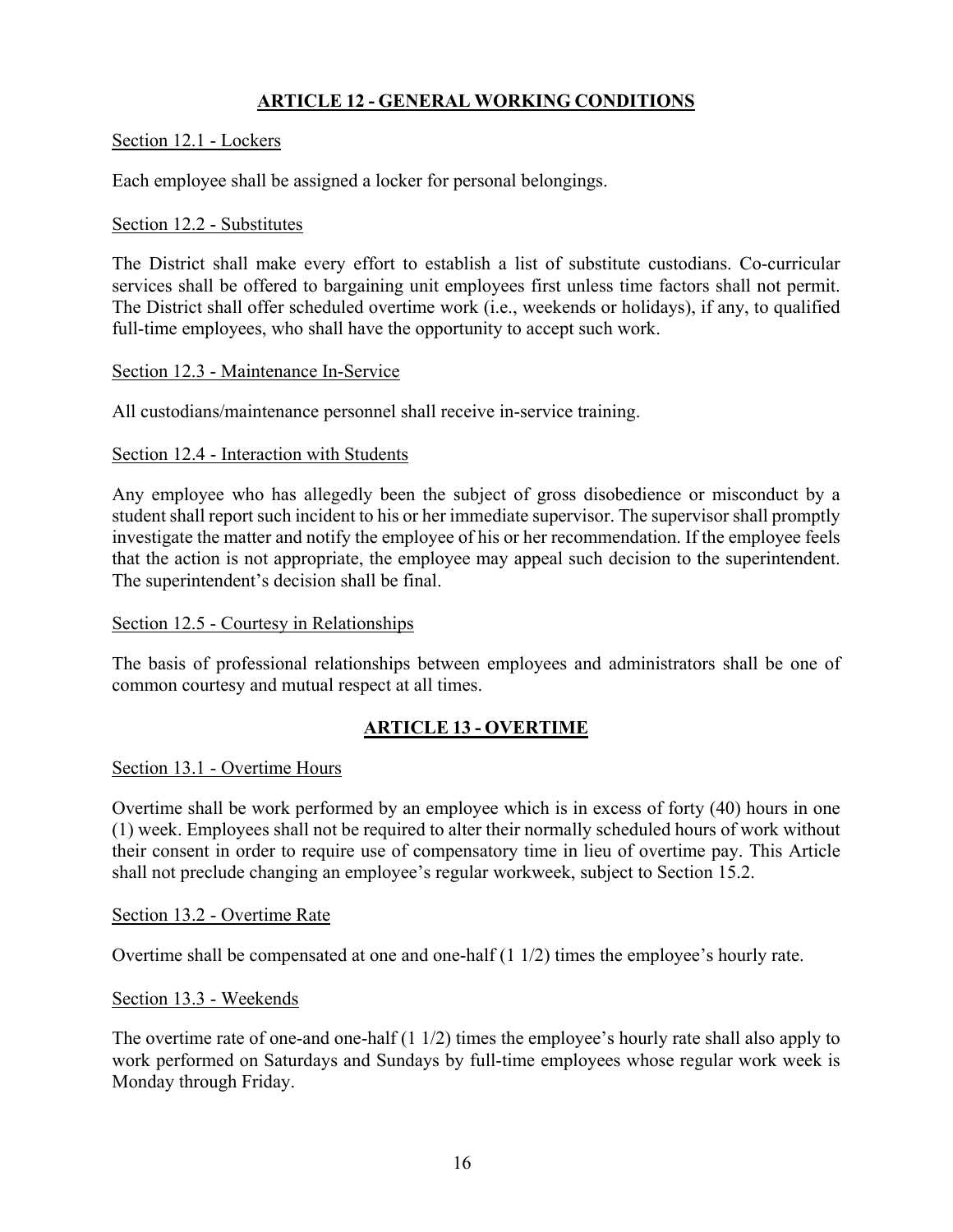## ARTICLE 12 - GENERAL WORKING CONDITIONS

Section 12.1 - Lockers

Each employee shall be assigned a locker for personal belongings.

Section 12.2 - Substitutes

The District shall make every effort to establish a list of substitute custodians. Co-curricular services shall be offered to bargaining unit employees first unless time factors shall not permit. The District shall offer scheduled overtime work (i.e., weekends or holidays), if any, to qualified full-time employees, who shall have the opportunity to accept such work.

Section 12.3 - Maintenance In-Service

All custodians/maintenance personnel shall receive in-service training.

Section 12.4 - Interaction with Students

Any employee who has allegedly been the subject of gross disobedience or misconduct by a student shall report such incident to his or her immediate supervisor. The supervisor shall promptly investigate the matter and notify the employee of his or her recommendation. If the employee feels that the action is not appropriate, the employee may appeal such decision to the superintendent. The superintendent's decision shall be final.

Section 12.5 - Courtesy in Relationships

The basis of professional relationships between employees and administrators shall be one of common courtesy and mutual respect at all times.

## ARTICLE 13 - OVERTIME

Section 13.1 - Overtime Hours

Overtime shall be work performed by an employee which is in excess of forty (40) hours in one (1) week. Employees shall not be required to alter their normally scheduled hours of work without their consent in order to require use of compensatory time in lieu of overtime pay. This Article shall not preclude changing an employee's regular workweek, subject to Section 15.2.

Section 13.2 - Overtime Rate

Overtime shall be compensated at one and one-half (1 1/2) times the employee's hourly rate.

Section 13.3 - Weekends

The overtime rate of one-and one-half (1 1/2) times the employee's hourly rate shall also apply to work performed on Saturdays and Sundays by full-time employees whose regular work week is Monday through Friday.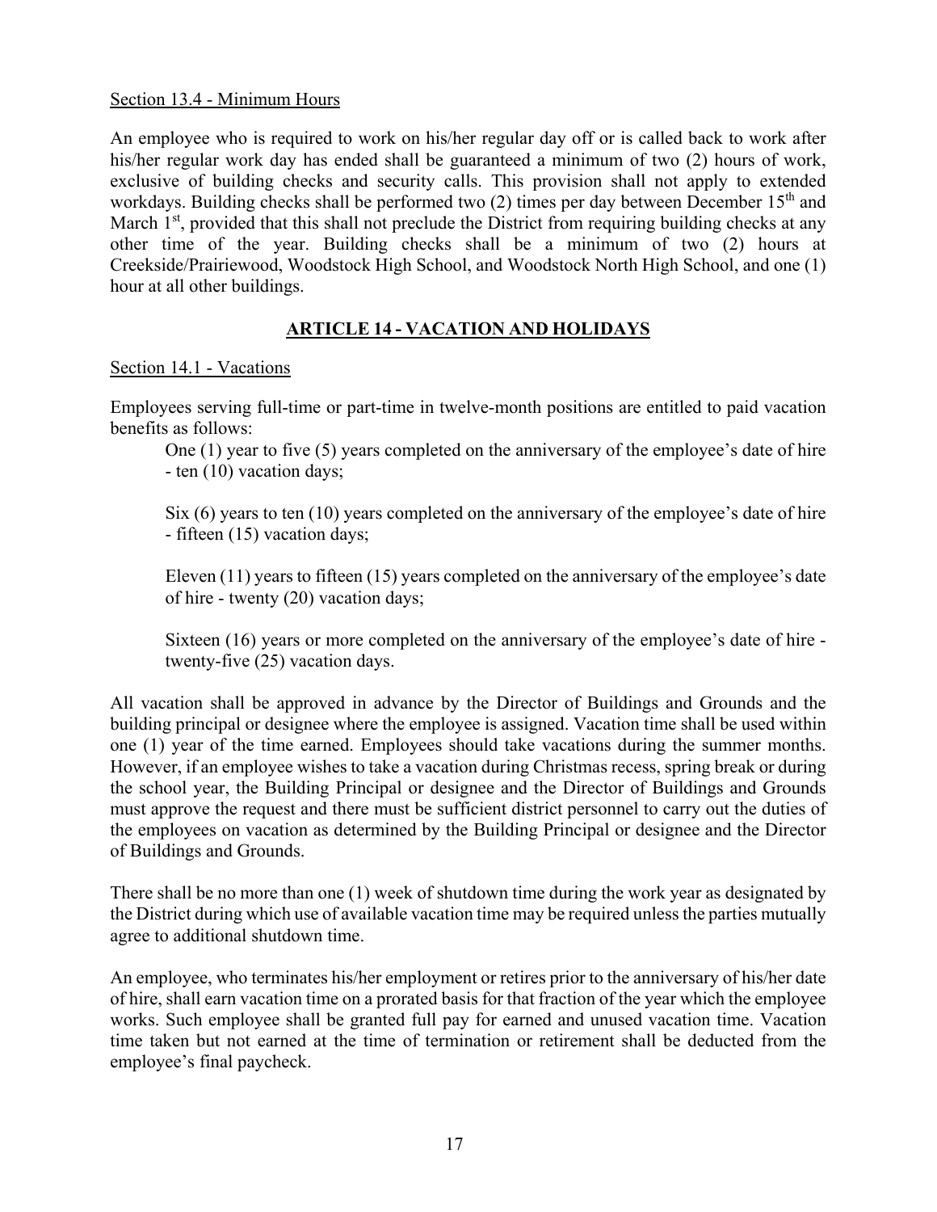Section 13.4 - Minimum Hours

An employee who is required to work on his/her regular day off or is called back to work after his/her regular work day has ended shall be guaranteed a minimum of two (2) hours of work, exclusive of building checks and security calls. This provision shall not apply to extended workdays. Building checks shall be performed two (2) times per day between December 15th and March 1st, provided that this shall not preclude the District from requiring building checks at any other time of the year. Building checks shall be a minimum of two (2) hours at Creekside/Prairiewood, Woodstock High School, and Woodstock North High School, and one (1) hour at all other buildings.

## ARTICLE 14 - VACATION AND HOLIDAYS

Section 14.1 - Vacations

Employees serving full-time or part-time in twelve-month positions are entitled to paid vacation benefits as follows:

> One (1) year to five (5) years completed on the anniversary of the employee's date of hire - ten (10) vacation days;
>
> Six (6) years to ten (10) years completed on the anniversary of the employee's date of hire - fifteen (15) vacation days;
>
> Eleven (11) years to fifteen (15) years completed on the anniversary of the employee's date of hire - twenty (20) vacation days;
>
> Sixteen (16) years or more completed on the anniversary of the employee's date of hire - twenty-five (25) vacation days.

All vacation shall be approved in advance by the Director of Buildings and Grounds and the building principal or designee where the employee is assigned. Vacation time shall be used within one (1) year of the time earned. Employees should take vacations during the summer months. However, if an employee wishes to take a vacation during Christmas recess, spring break or during the school year, the Building Principal or designee and the Director of Buildings and Grounds must approve the request and there must be sufficient district personnel to carry out the duties of the employees on vacation as determined by the Building Principal or designee and the Director of Buildings and Grounds.

There shall be no more than one (1) week of shutdown time during the work year as designated by the District during which use of available vacation time may be required unless the parties mutually agree to additional shutdown time.

An employee, who terminates his/her employment or retires prior to the anniversary of his/her date of hire, shall earn vacation time on a prorated basis for that fraction of the year which the employee works. Such employee shall be granted full pay for earned and unused vacation time. Vacation time taken but not earned at the time of termination or retirement shall be deducted from the employee's final paycheck.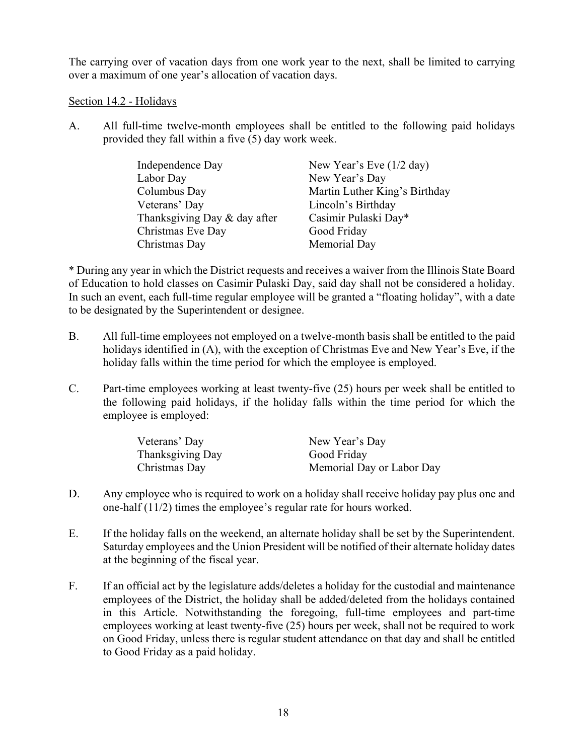The carrying over of vacation days from one work year to the next, shall be limited to carrying over a maximum of one year's allocation of vacation days.

Section 14.2 - Holidays

A. All full-time twelve-month employees shall be entitled to the following paid holidays provided they fall within a five (5) day work week.

| | |
|---|---|
| Independence Day | New Year's Eve (1/2 day) |
| Labor Day | New Year's Day |
| Columbus Day | Martin Luther King's Birthday |
| Veterans' Day | Lincoln's Birthday |
| Thanksgiving Day & day after | Casimir Pulaski Day* |
| Christmas Eve Day | Good Friday |
| Christmas Day | Memorial Day |

* During any year in which the District requests and receives a waiver from the Illinois State Board of Education to hold classes on Casimir Pulaski Day, said day shall not be considered a holiday. In such an event, each full-time regular employee will be granted a "floating holiday", with a date to be designated by the Superintendent or designee.

B. All full-time employees not employed on a twelve-month basis shall be entitled to the paid holidays identified in (A), with the exception of Christmas Eve and New Year's Eve, if the holiday falls within the time period for which the employee is employed.

C. Part-time employees working at least twenty-five (25) hours per week shall be entitled to the following paid holidays, if the holiday falls within the time period for which the employee is employed:

| | |
|---|---|
| Veterans' Day | New Year's Day |
| Thanksgiving Day | Good Friday |
| Christmas Day | Memorial Day or Labor Day |

D. Any employee who is required to work on a holiday shall receive holiday pay plus one and one-half (11/2) times the employee's regular rate for hours worked.

E. If the holiday falls on the weekend, an alternate holiday shall be set by the Superintendent. Saturday employees and the Union President will be notified of their alternate holiday dates at the beginning of the fiscal year.

F. If an official act by the legislature adds/deletes a holiday for the custodial and maintenance employees of the District, the holiday shall be added/deleted from the holidays contained in this Article. Notwithstanding the foregoing, full-time employees and part-time employees working at least twenty-five (25) hours per week, shall not be required to work on Good Friday, unless there is regular student attendance on that day and shall be entitled to Good Friday as a paid holiday.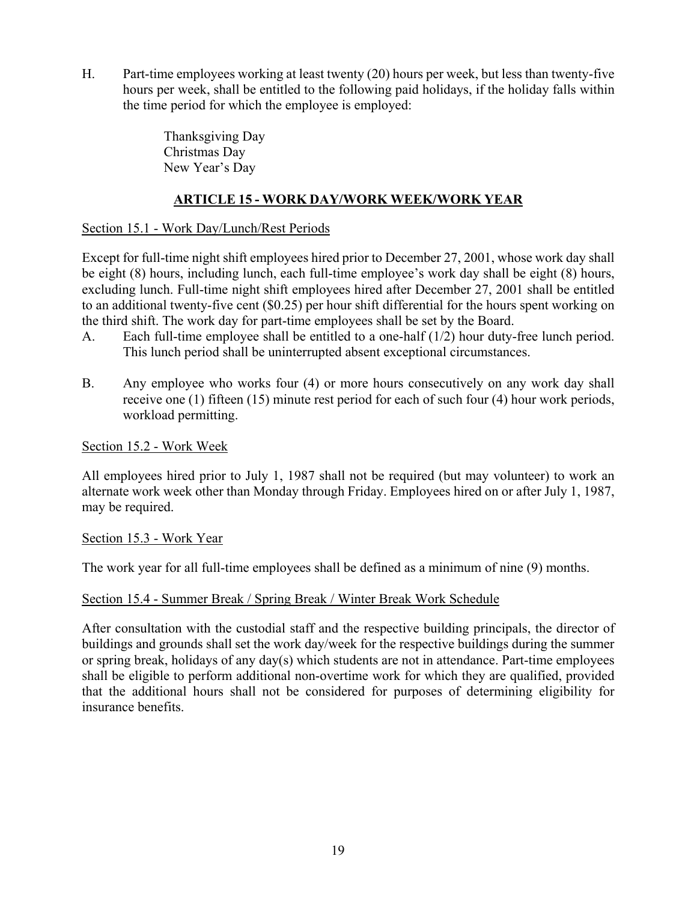H. Part-time employees working at least twenty (20) hours per week, but less than twenty-five hours per week, shall be entitled to the following paid holidays, if the holiday falls within the time period for which the employee is employed:

Thanksgiving Day
Christmas Day
New Year's Day

## ARTICLE 15 - WORK DAY/WORK WEEK/WORK YEAR

Section 15.1 - Work Day/Lunch/Rest Periods

Except for full-time night shift employees hired prior to December 27, 2001, whose work day shall be eight (8) hours, including lunch, each full-time employee's work day shall be eight (8) hours, excluding lunch. Full-time night shift employees hired after December 27, 2001 shall be entitled to an additional twenty-five cent ($0.25) per hour shift differential for the hours spent working on the third shift. The work day for part-time employees shall be set by the Board.

A. Each full-time employee shall be entitled to a one-half (1/2) hour duty-free lunch period. This lunch period shall be uninterrupted absent exceptional circumstances.

B. Any employee who works four (4) or more hours consecutively on any work day shall receive one (1) fifteen (15) minute rest period for each of such four (4) hour work periods, workload permitting.

Section 15.2 - Work Week

All employees hired prior to July 1, 1987 shall not be required (but may volunteer) to work an alternate work week other than Monday through Friday. Employees hired on or after July 1, 1987, may be required.

Section 15.3 - Work Year

The work year for all full-time employees shall be defined as a minimum of nine (9) months.

Section 15.4 - Summer Break / Spring Break / Winter Break Work Schedule

After consultation with the custodial staff and the respective building principals, the director of buildings and grounds shall set the work day/week for the respective buildings during the summer or spring break, holidays of any day(s) which students are not in attendance. Part-time employees shall be eligible to perform additional non-overtime work for which they are qualified, provided that the additional hours shall not be considered for purposes of determining eligibility for insurance benefits.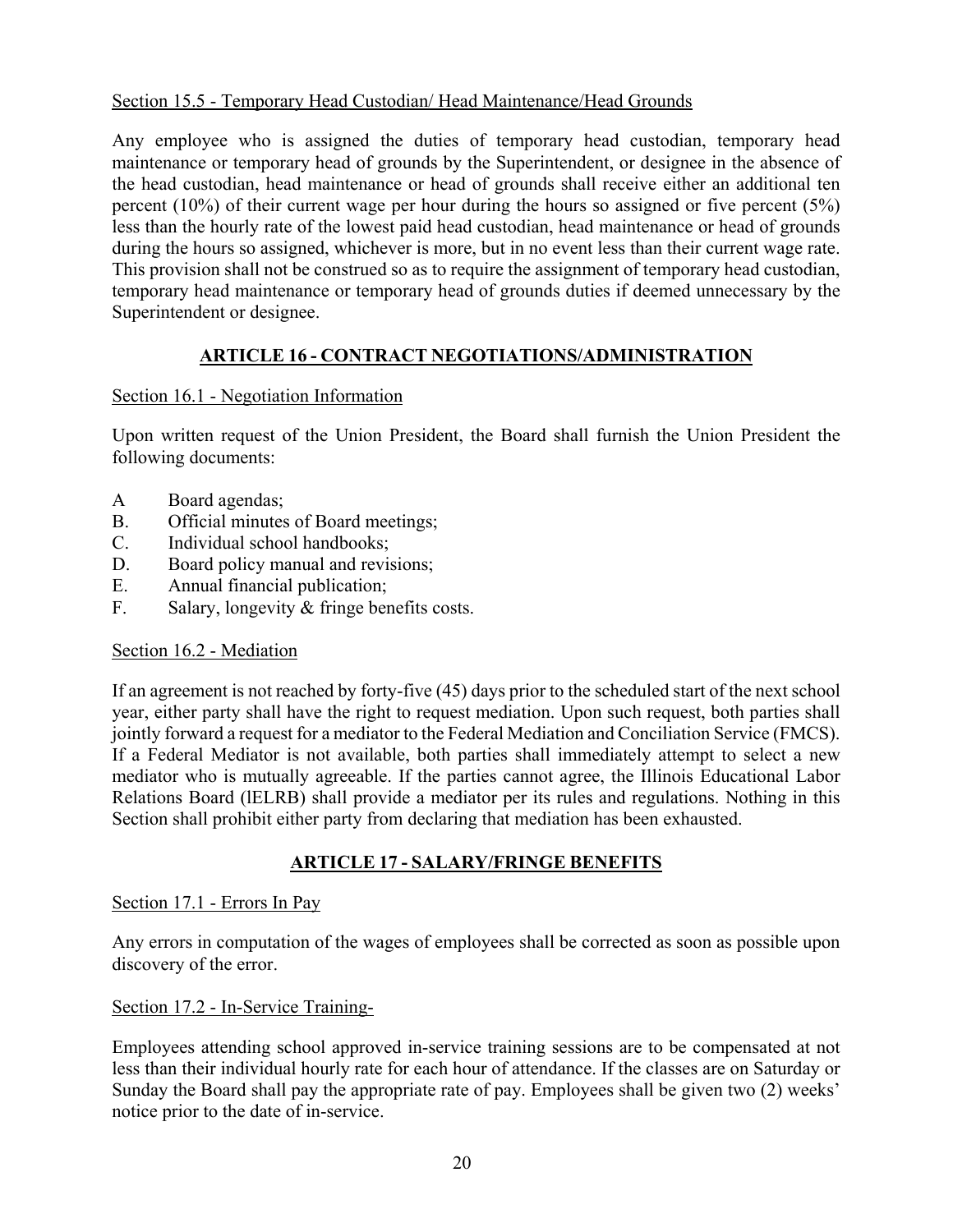Section 15.5 - Temporary Head Custodian/ Head Maintenance/Head Grounds

Any employee who is assigned the duties of temporary head custodian, temporary head maintenance or temporary head of grounds by the Superintendent, or designee in the absence of the head custodian, head maintenance or head of grounds shall receive either an additional ten percent (10%) of their current wage per hour during the hours so assigned or five percent (5%) less than the hourly rate of the lowest paid head custodian, head maintenance or head of grounds during the hours so assigned, whichever is more, but in no event less than their current wage rate. This provision shall not be construed so as to require the assignment of temporary head custodian, temporary head maintenance or temporary head of grounds duties if deemed unnecessary by the Superintendent or designee.

## ARTICLE 16 - CONTRACT NEGOTIATIONS/ADMINISTRATION

Section 16.1 - Negotiation Information

Upon written request of the Union President, the Board shall furnish the Union President the following documents:

A Board agendas;
B. Official minutes of Board meetings;
C. Individual school handbooks;
D. Board policy manual and revisions;
E. Annual financial publication;
F. Salary, longevity & fringe benefits costs.

Section 16.2 - Mediation

If an agreement is not reached by forty-five (45) days prior to the scheduled start of the next school year, either party shall have the right to request mediation. Upon such request, both parties shall jointly forward a request for a mediator to the Federal Mediation and Conciliation Service (FMCS). If a Federal Mediator is not available, both parties shall immediately attempt to select a new mediator who is mutually agreeable. If the parties cannot agree, the Illinois Educational Labor Relations Board (lELRB) shall provide a mediator per its rules and regulations. Nothing in this Section shall prohibit either party from declaring that mediation has been exhausted.

## ARTICLE 17 - SALARY/FRINGE BENEFITS

Section 17.1 - Errors In Pay

Any errors in computation of the wages of employees shall be corrected as soon as possible upon discovery of the error.

Section 17.2 - In-Service Training-

Employees attending school approved in-service training sessions are to be compensated at not less than their individual hourly rate for each hour of attendance. If the classes are on Saturday or Sunday the Board shall pay the appropriate rate of pay. Employees shall be given two (2) weeks' notice prior to the date of in-service.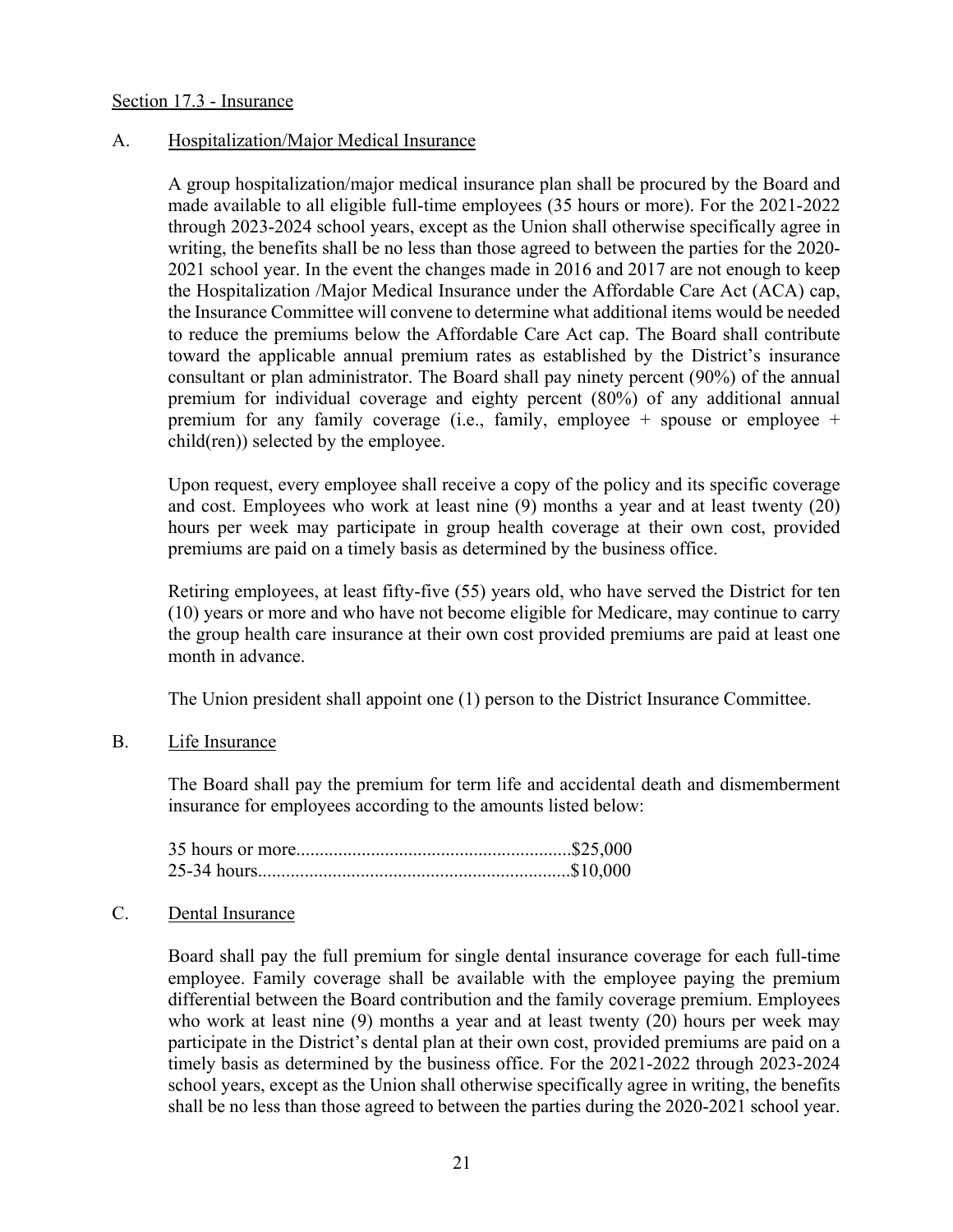Section 17.3 - Insurance

A. Hospitalization/Major Medical Insurance

A group hospitalization/major medical insurance plan shall be procured by the Board and made available to all eligible full-time employees (35 hours or more). For the 2021-2022 through 2023-2024 school years, except as the Union shall otherwise specifically agree in writing, the benefits shall be no less than those agreed to between the parties for the 2020-2021 school year. In the event the changes made in 2016 and 2017 are not enough to keep the Hospitalization /Major Medical Insurance under the Affordable Care Act (ACA) cap, the Insurance Committee will convene to determine what additional items would be needed to reduce the premiums below the Affordable Care Act cap. The Board shall contribute toward the applicable annual premium rates as established by the District's insurance consultant or plan administrator. The Board shall pay ninety percent (90%) of the annual premium for individual coverage and eighty percent (80%) of any additional annual premium for any family coverage (i.e., family, employee + spouse or employee + child(ren)) selected by the employee.

Upon request, every employee shall receive a copy of the policy and its specific coverage and cost. Employees who work at least nine (9) months a year and at least twenty (20) hours per week may participate in group health coverage at their own cost, provided premiums are paid on a timely basis as determined by the business office.

Retiring employees, at least fifty-five (55) years old, who have served the District for ten (10) years or more and who have not become eligible for Medicare, may continue to carry the group health care insurance at their own cost provided premiums are paid at least one month in advance.

The Union president shall appoint one (1) person to the District Insurance Committee.

B. Life Insurance

The Board shall pay the premium for term life and accidental death and dismemberment insurance for employees according to the amounts listed below:

35 hours or more..........................................................$25,000
25-34 hours..................................................................$10,000

C. Dental Insurance

Board shall pay the full premium for single dental insurance coverage for each full-time employee. Family coverage shall be available with the employee paying the premium differential between the Board contribution and the family coverage premium. Employees who work at least nine (9) months a year and at least twenty (20) hours per week may participate in the District's dental plan at their own cost, provided premiums are paid on a timely basis as determined by the business office. For the 2021-2022 through 2023-2024 school years, except as the Union shall otherwise specifically agree in writing, the benefits shall be no less than those agreed to between the parties during the 2020-2021 school year.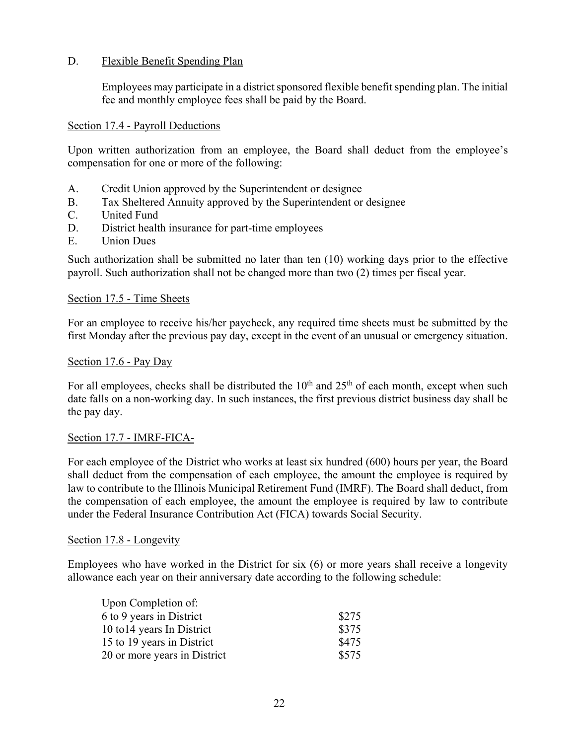D. Flexible Benefit Spending Plan

Employees may participate in a district sponsored flexible benefit spending plan. The initial fee and monthly employee fees shall be paid by the Board.

### Section 17.4 - Payroll Deductions

Upon written authorization from an employee, the Board shall deduct from the employee's compensation for one or more of the following:

A. Credit Union approved by the Superintendent or designee
B. Tax Sheltered Annuity approved by the Superintendent or designee
C. United Fund
D. District health insurance for part-time employees
E. Union Dues

Such authorization shall be submitted no later than ten (10) working days prior to the effective payroll. Such authorization shall not be changed more than two (2) times per fiscal year.

### Section 17.5 - Time Sheets

For an employee to receive his/her paycheck, any required time sheets must be submitted by the first Monday after the previous pay day, except in the event of an unusual or emergency situation.

### Section 17.6 - Pay Day

For all employees, checks shall be distributed the 10th and 25th of each month, except when such date falls on a non-working day. In such instances, the first previous district business day shall be the pay day.

### Section 17.7 - IMRF-FICA-

For each employee of the District who works at least six hundred (600) hours per year, the Board shall deduct from the compensation of each employee, the amount the employee is required by law to contribute to the Illinois Municipal Retirement Fund (IMRF). The Board shall deduct, from the compensation of each employee, the amount the employee is required by law to contribute under the Federal Insurance Contribution Act (FICA) towards Social Security.

### Section 17.8 - Longevity

Employees who have worked in the District for six (6) or more years shall receive a longevity allowance each year on their anniversary date according to the following schedule:

| Upon Completion of: | |
|---|---|
| 6 to 9 years in District | $275 |
| 10 to14 years In District | $375 |
| 15 to 19 years in District | $475 |
| 20 or more years in District | $575 |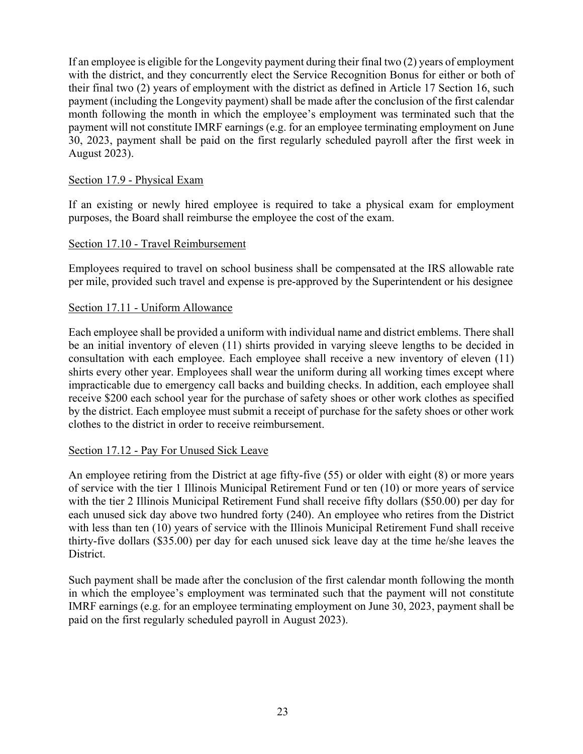If an employee is eligible for the Longevity payment during their final two (2) years of employment with the district, and they concurrently elect the Service Recognition Bonus for either or both of their final two (2) years of employment with the district as defined in Article 17 Section 16, such payment (including the Longevity payment) shall be made after the conclusion of the first calendar month following the month in which the employee's employment was terminated such that the payment will not constitute IMRF earnings (e.g. for an employee terminating employment on June 30, 2023, payment shall be paid on the first regularly scheduled payroll after the first week in August 2023).

## Section 17.9 - Physical Exam

If an existing or newly hired employee is required to take a physical exam for employment purposes, the Board shall reimburse the employee the cost of the exam.

## Section 17.10 - Travel Reimbursement

Employees required to travel on school business shall be compensated at the IRS allowable rate per mile, provided such travel and expense is pre-approved by the Superintendent or his designee

## Section 17.11 - Uniform Allowance

Each employee shall be provided a uniform with individual name and district emblems. There shall be an initial inventory of eleven (11) shirts provided in varying sleeve lengths to be decided in consultation with each employee. Each employee shall receive a new inventory of eleven (11) shirts every other year. Employees shall wear the uniform during all working times except where impracticable due to emergency call backs and building checks. In addition, each employee shall receive $200 each school year for the purchase of safety shoes or other work clothes as specified by the district. Each employee must submit a receipt of purchase for the safety shoes or other work clothes to the district in order to receive reimbursement.

## Section 17.12 - Pay For Unused Sick Leave

An employee retiring from the District at age fifty-five (55) or older with eight (8) or more years of service with the tier 1 Illinois Municipal Retirement Fund or ten (10) or more years of service with the tier 2 Illinois Municipal Retirement Fund shall receive fifty dollars ($50.00) per day for each unused sick day above two hundred forty (240). An employee who retires from the District with less than ten (10) years of service with the Illinois Municipal Retirement Fund shall receive thirty-five dollars ($35.00) per day for each unused sick leave day at the time he/she leaves the District.

Such payment shall be made after the conclusion of the first calendar month following the month in which the employee's employment was terminated such that the payment will not constitute IMRF earnings (e.g. for an employee terminating employment on June 30, 2023, payment shall be paid on the first regularly scheduled payroll in August 2023).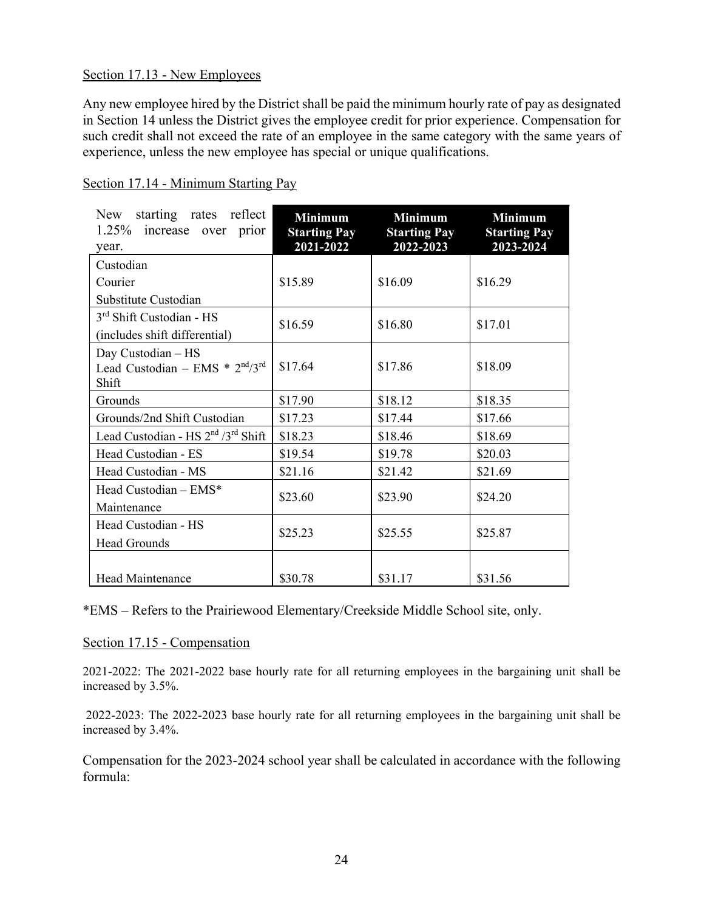Section 17.13 - New Employees

Any new employee hired by the District shall be paid the minimum hourly rate of pay as designated in Section 14 unless the District gives the employee credit for prior experience. Compensation for such credit shall not exceed the rate of an employee in the same category with the same years of experience, unless the new employee has special or unique qualifications.

Section 17.14 - Minimum Starting Pay

| New starting rates reflect 1.25% increase over prior year. | Minimum Starting Pay 2021-2022 | Minimum Starting Pay 2022-2023 | Minimum Starting Pay 2023-2024 |
|---|---|---|---|
| Custodian<br>Courier<br>Substitute Custodian | \$15.89 | \$16.09 | \$16.29 |
| 3rd Shift Custodian - HS<br>(includes shift differential) | \$16.59 | \$16.80 | \$17.01 |
| Day Custodian – HS<br>Lead Custodian – EMS * 2nd/3rd Shift | \$17.64 | \$17.86 | \$18.09 |
| Grounds | \$17.90 | \$18.12 | \$18.35 |
| Grounds/2nd Shift Custodian | \$17.23 | \$17.44 | \$17.66 |
| Lead Custodian - HS 2nd /3rd Shift | \$18.23 | \$18.46 | \$18.69 |
| Head Custodian - ES | \$19.54 | \$19.78 | \$20.03 |
| Head Custodian - MS | \$21.16 | \$21.42 | \$21.69 |
| Head Custodian – EMS*<br>Maintenance | \$23.60 | \$23.90 | \$24.20 |
| Head Custodian - HS<br>Head Grounds | \$25.23 | \$25.55 | \$25.87 |
| Head Maintenance | \$30.78 | \$31.17 | \$31.56 |

*EMS – Refers to the Prairiewood Elementary/Creekside Middle School site, only.

Section 17.15 - Compensation

2021-2022: The 2021-2022 base hourly rate for all returning employees in the bargaining unit shall be increased by 3.5%.

2022-2023: The 2022-2023 base hourly rate for all returning employees in the bargaining unit shall be increased by 3.4%.

Compensation for the 2023-2024 school year shall be calculated in accordance with the following formula: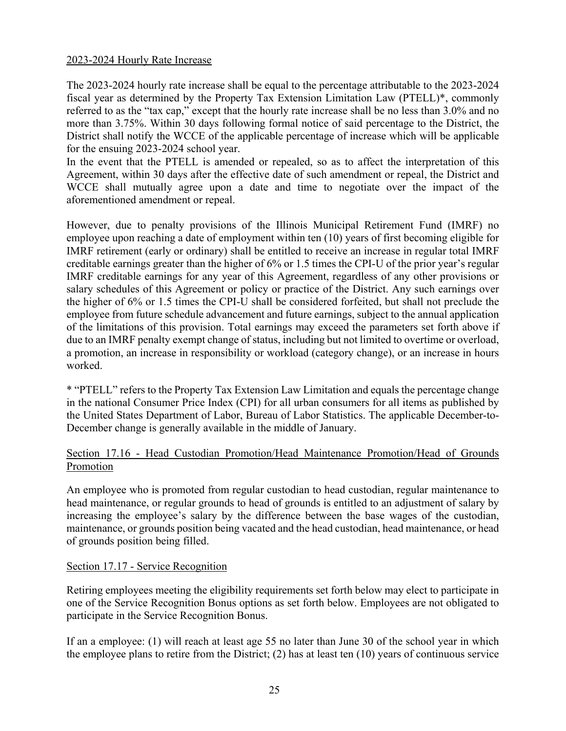2023-2024 Hourly Rate Increase

The 2023-2024 hourly rate increase shall be equal to the percentage attributable to the 2023-2024 fiscal year as determined by the Property Tax Extension Limitation Law (PTELL)*, commonly referred to as the "tax cap," except that the hourly rate increase shall be no less than 3.0% and no more than 3.75%. Within 30 days following formal notice of said percentage to the District, the District shall notify the WCCE of the applicable percentage of increase which will be applicable for the ensuing 2023-2024 school year.

In the event that the PTELL is amended or repealed, so as to affect the interpretation of this Agreement, within 30 days after the effective date of such amendment or repeal, the District and WCCE shall mutually agree upon a date and time to negotiate over the impact of the aforementioned amendment or repeal.

However, due to penalty provisions of the Illinois Municipal Retirement Fund (IMRF) no employee upon reaching a date of employment within ten (10) years of first becoming eligible for IMRF retirement (early or ordinary) shall be entitled to receive an increase in regular total IMRF creditable earnings greater than the higher of 6% or 1.5 times the CPI-U of the prior year's regular IMRF creditable earnings for any year of this Agreement, regardless of any other provisions or salary schedules of this Agreement or policy or practice of the District. Any such earnings over the higher of 6% or 1.5 times the CPI-U shall be considered forfeited, but shall not preclude the employee from future schedule advancement and future earnings, subject to the annual application of the limitations of this provision. Total earnings may exceed the parameters set forth above if due to an IMRF penalty exempt change of status, including but not limited to overtime or overload, a promotion, an increase in responsibility or workload (category change), or an increase in hours worked.

* "PTELL" refers to the Property Tax Extension Law Limitation and equals the percentage change in the national Consumer Price Index (CPI) for all urban consumers for all items as published by the United States Department of Labor, Bureau of Labor Statistics. The applicable December-to-December change is generally available in the middle of January.

## Section 17.16 - Head Custodian Promotion/Head Maintenance Promotion/Head of Grounds Promotion

An employee who is promoted from regular custodian to head custodian, regular maintenance to head maintenance, or regular grounds to head of grounds is entitled to an adjustment of salary by increasing the employee's salary by the difference between the base wages of the custodian, maintenance, or grounds position being vacated and the head custodian, head maintenance, or head of grounds position being filled.

## Section 17.17 - Service Recognition

Retiring employees meeting the eligibility requirements set forth below may elect to participate in one of the Service Recognition Bonus options as set forth below. Employees are not obligated to participate in the Service Recognition Bonus.

If an a employee: (1) will reach at least age 55 no later than June 30 of the school year in which the employee plans to retire from the District; (2) has at least ten (10) years of continuous service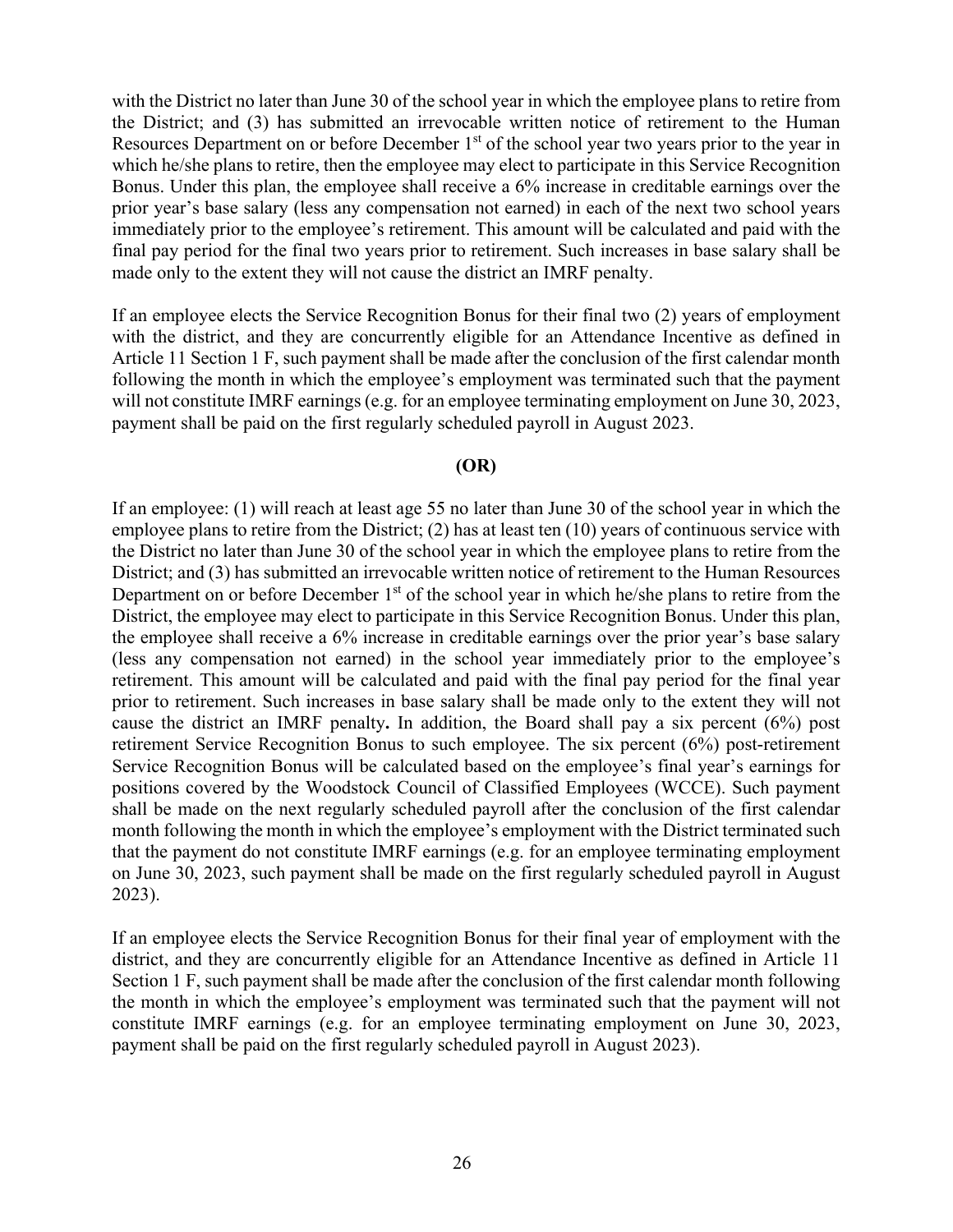with the District no later than June 30 of the school year in which the employee plans to retire from the District; and (3) has submitted an irrevocable written notice of retirement to the Human Resources Department on or before December 1st of the school year two years prior to the year in which he/she plans to retire, then the employee may elect to participate in this Service Recognition Bonus. Under this plan, the employee shall receive a 6% increase in creditable earnings over the prior year's base salary (less any compensation not earned) in each of the next two school years immediately prior to the employee's retirement. This amount will be calculated and paid with the final pay period for the final two years prior to retirement. Such increases in base salary shall be made only to the extent they will not cause the district an IMRF penalty.

If an employee elects the Service Recognition Bonus for their final two (2) years of employment with the district, and they are concurrently eligible for an Attendance Incentive as defined in Article 11 Section 1 F, such payment shall be made after the conclusion of the first calendar month following the month in which the employee's employment was terminated such that the payment will not constitute IMRF earnings (e.g. for an employee terminating employment on June 30, 2023, payment shall be paid on the first regularly scheduled payroll in August 2023.

**(OR)**

If an employee: (1) will reach at least age 55 no later than June 30 of the school year in which the employee plans to retire from the District; (2) has at least ten (10) years of continuous service with the District no later than June 30 of the school year in which the employee plans to retire from the District; and (3) has submitted an irrevocable written notice of retirement to the Human Resources Department on or before December 1st of the school year in which he/she plans to retire from the District, the employee may elect to participate in this Service Recognition Bonus. Under this plan, the employee shall receive a 6% increase in creditable earnings over the prior year's base salary (less any compensation not earned) in the school year immediately prior to the employee's retirement. This amount will be calculated and paid with the final pay period for the final year prior to retirement. Such increases in base salary shall be made only to the extent they will not cause the district an IMRF penalty**.** In addition, the Board shall pay a six percent (6%) post retirement Service Recognition Bonus to such employee. The six percent (6%) post-retirement Service Recognition Bonus will be calculated based on the employee's final year's earnings for positions covered by the Woodstock Council of Classified Employees (WCCE). Such payment shall be made on the next regularly scheduled payroll after the conclusion of the first calendar month following the month in which the employee's employment with the District terminated such that the payment do not constitute IMRF earnings (e.g. for an employee terminating employment on June 30, 2023, such payment shall be made on the first regularly scheduled payroll in August 2023).

If an employee elects the Service Recognition Bonus for their final year of employment with the district, and they are concurrently eligible for an Attendance Incentive as defined in Article 11 Section 1 F, such payment shall be made after the conclusion of the first calendar month following the month in which the employee's employment was terminated such that the payment will not constitute IMRF earnings (e.g. for an employee terminating employment on June 30, 2023, payment shall be paid on the first regularly scheduled payroll in August 2023).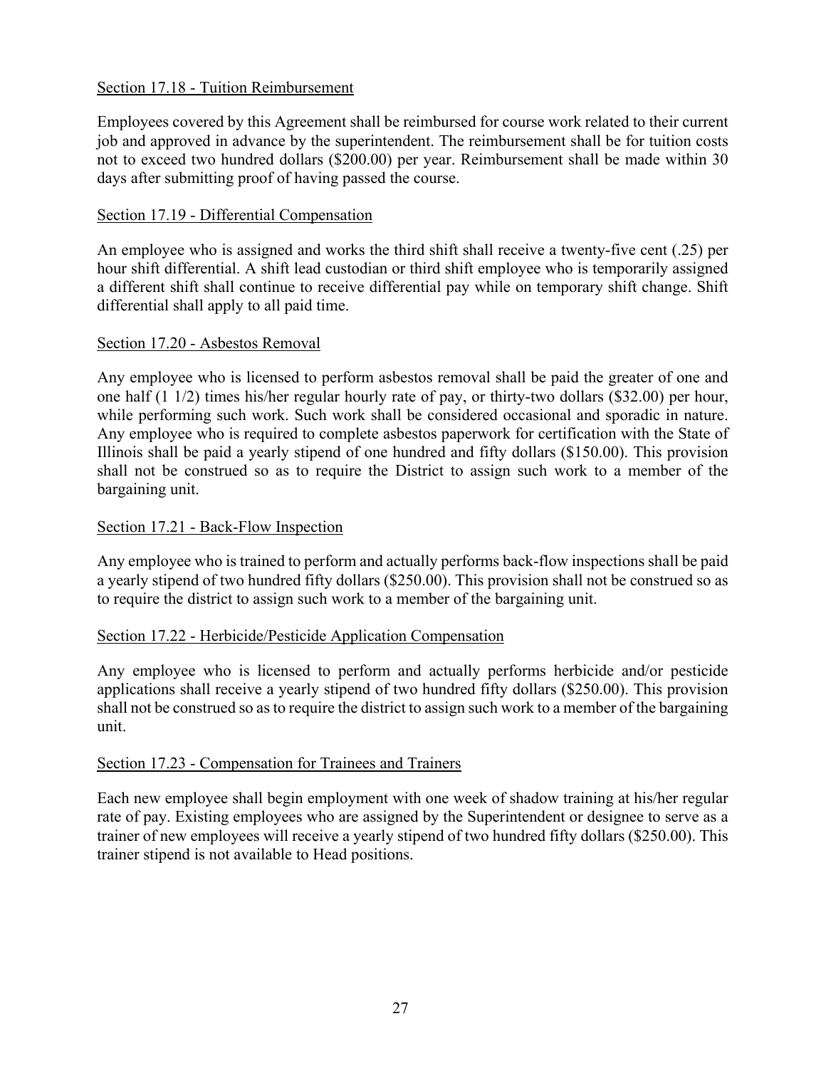Section 17.18 - Tuition Reimbursement

Employees covered by this Agreement shall be reimbursed for course work related to their current job and approved in advance by the superintendent. The reimbursement shall be for tuition costs not to exceed two hundred dollars ($200.00) per year. Reimbursement shall be made within 30 days after submitting proof of having passed the course.

Section 17.19 - Differential Compensation

An employee who is assigned and works the third shift shall receive a twenty-five cent (.25) per hour shift differential. A shift lead custodian or third shift employee who is temporarily assigned a different shift shall continue to receive differential pay while on temporary shift change. Shift differential shall apply to all paid time.

Section 17.20 - Asbestos Removal

Any employee who is licensed to perform asbestos removal shall be paid the greater of one and one half (1 1/2) times his/her regular hourly rate of pay, or thirty-two dollars ($32.00) per hour, while performing such work. Such work shall be considered occasional and sporadic in nature. Any employee who is required to complete asbestos paperwork for certification with the State of Illinois shall be paid a yearly stipend of one hundred and fifty dollars ($150.00). This provision shall not be construed so as to require the District to assign such work to a member of the bargaining unit.

Section 17.21 - Back-Flow Inspection

Any employee who is trained to perform and actually performs back-flow inspections shall be paid a yearly stipend of two hundred fifty dollars ($250.00). This provision shall not be construed so as to require the district to assign such work to a member of the bargaining unit.

Section 17.22 - Herbicide/Pesticide Application Compensation

Any employee who is licensed to perform and actually performs herbicide and/or pesticide applications shall receive a yearly stipend of two hundred fifty dollars ($250.00). This provision shall not be construed so as to require the district to assign such work to a member of the bargaining unit.

Section 17.23 - Compensation for Trainees and Trainers

Each new employee shall begin employment with one week of shadow training at his/her regular rate of pay. Existing employees who are assigned by the Superintendent or designee to serve as a trainer of new employees will receive a yearly stipend of two hundred fifty dollars ($250.00). This trainer stipend is not available to Head positions.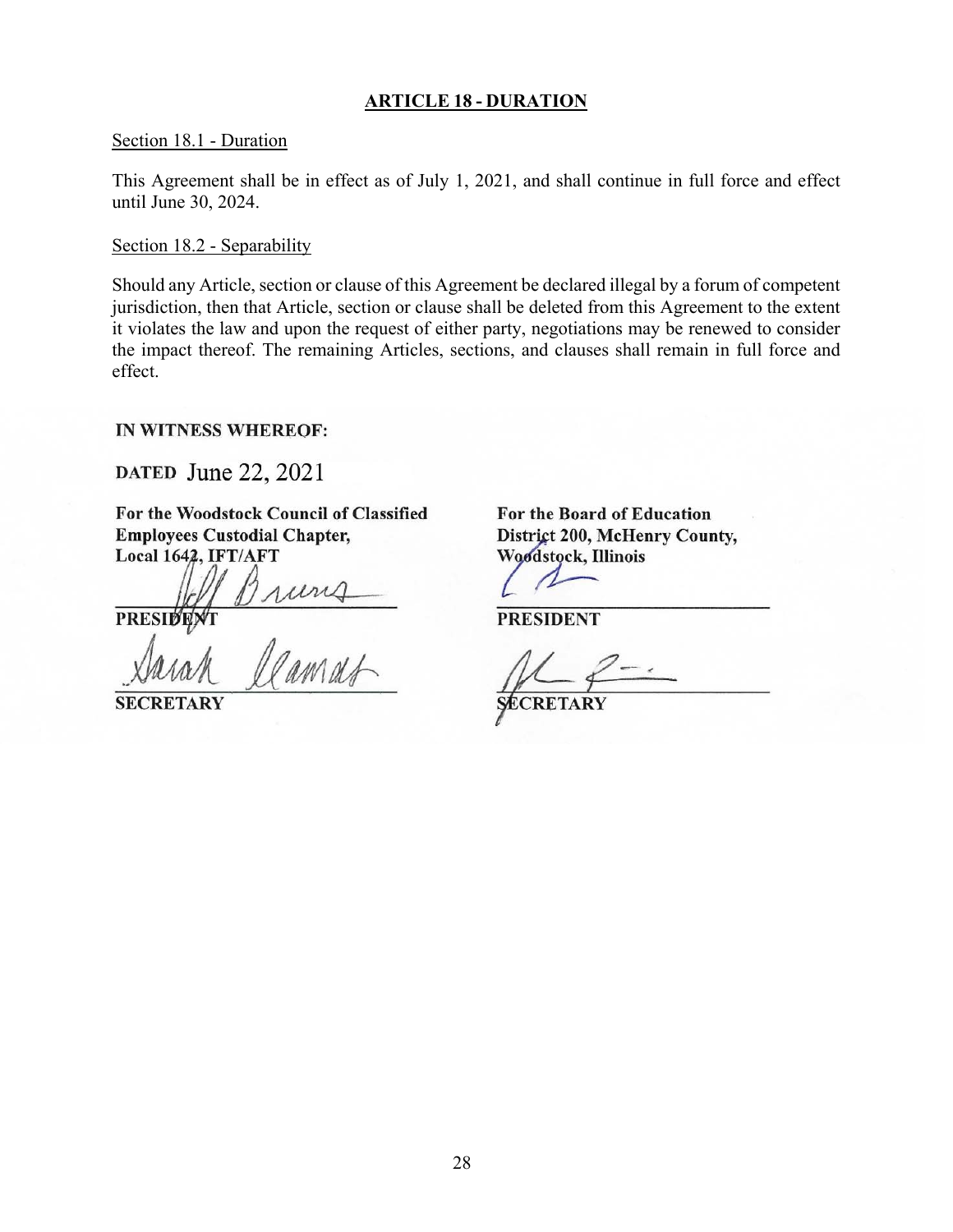## ARTICLE 18 - DURATION

Section 18.1 - Duration

This Agreement shall be in effect as of July 1, 2021, and shall continue in full force and effect until June 30, 2024.

Section 18.2 - Separability

Should any Article, section or clause of this Agreement be declared illegal by a forum of competent jurisdiction, then that Article, section or clause shall be deleted from this Agreement to the extent it violates the law and upon the request of either party, negotiations may be renewed to consider the impact thereof. The remaining Articles, sections, and clauses shall remain in full force and effect.

**IN WITNESS WHEREOF:**

**DATED** June 22, 2021

**For the Woodstock Council of Classified Employees Custodial Chapter, Local 1642, IFT/AFT**

**PRESIDENT**

**SECRETARY**

**For the Board of Education District 200, McHenry County, Woodstock, Illinois**

**PRESIDENT**

**SECRETARY**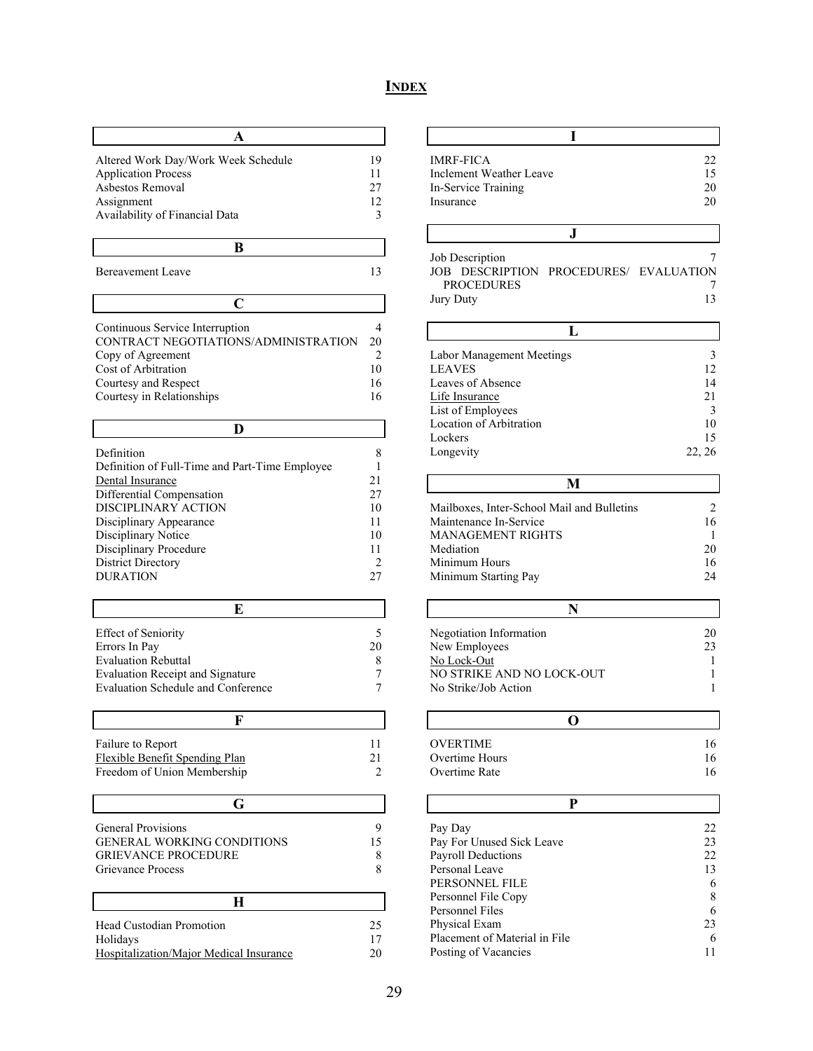# INDEX

## A

| | |
|---|---|
| Altered Work Day/Work Week Schedule | 19 |
| Application Process | 11 |
| Asbestos Removal | 27 |
| Assignment | 12 |
| Availability of Financial Data | 3 |

## B

| | |
|---|---|
| Bereavement Leave | 13 |

## C

| | |
|---|---|
| Continuous Service Interruption | 4 |
| CONTRACT NEGOTIATIONS/ADMINISTRATION | 20 |
| Copy of Agreement | 2 |
| Cost of Arbitration | 10 |
| Courtesy and Respect | 16 |
| Courtesy in Relationships | 16 |

## D

| | |
|---|---|
| Definition | 8 |
| Definition of Full-Time and Part-Time Employee | 1 |
| Dental Insurance | 21 |
| Differential Compensation | 27 |
| DISCIPLINARY ACTION | 10 |
| Disciplinary Appearance | 11 |
| Disciplinary Notice | 10 |
| Disciplinary Procedure | 11 |
| District Directory | 2 |
| DURATION | 27 |

## E

| | |
|---|---|
| Effect of Seniority | 5 |
| Errors In Pay | 20 |
| Evaluation Rebuttal | 8 |
| Evaluation Receipt and Signature | 7 |
| Evaluation Schedule and Conference | 7 |

## F

| | |
|---|---|
| Failure to Report | 11 |
| Flexible Benefit Spending Plan | 21 |
| Freedom of Union Membership | 2 |

## G

| | |
|---|---|
| General Provisions | 9 |
| GENERAL WORKING CONDITIONS | 15 |
| GRIEVANCE PROCEDURE | 8 |
| Grievance Process | 8 |

## H

| | |
|---|---|
| Head Custodian Promotion | 25 |
| Holidays | 17 |
| Hospitalization/Major Medical Insurance | 20 |

## I

| | |
|---|---|
| IMRF-FICA | 22 |
| Inclement Weather Leave | 15 |
| In-Service Training | 20 |
| Insurance | 20 |

## J

| | |
|---|---|
| Job Description | 7 |
| JOB DESCRIPTION PROCEDURES/ EVALUATION PROCEDURES | 7 |
| Jury Duty | 13 |

## L

| | |
|---|---|
| Labor Management Meetings | 3 |
| LEAVES | 12 |
| Leaves of Absence | 14 |
| Life Insurance | 21 |
| List of Employees | 3 |
| Location of Arbitration | 10 |
| Lockers | 15 |
| Longevity | 22, 26 |

## M

| | |
|---|---|
| Mailboxes, Inter-School Mail and Bulletins | 2 |
| Maintenance In-Service | 16 |
| MANAGEMENT RIGHTS | 1 |
| Mediation | 20 |
| Minimum Hours | 16 |
| Minimum Starting Pay | 24 |

## N

| | |
|---|---|
| Negotiation Information | 20 |
| New Employees | 23 |
| No Lock-Out | 1 |
| NO STRIKE AND NO LOCK-OUT | 1 |
| No Strike/Job Action | 1 |

## O

| | |
|---|---|
| OVERTIME | 16 |
| Overtime Hours | 16 |
| Overtime Rate | 16 |

## P

| | |
|---|---|
| Pay Day | 22 |
| Pay For Unused Sick Leave | 23 |
| Payroll Deductions | 22 |
| Personal Leave | 13 |
| PERSONNEL FILE | 6 |
| Personnel File Copy | 8 |
| Personnel Files | 6 |
| Physical Exam | 23 |
| Placement of Material in File | 6 |
| Posting of Vacancies | 11 |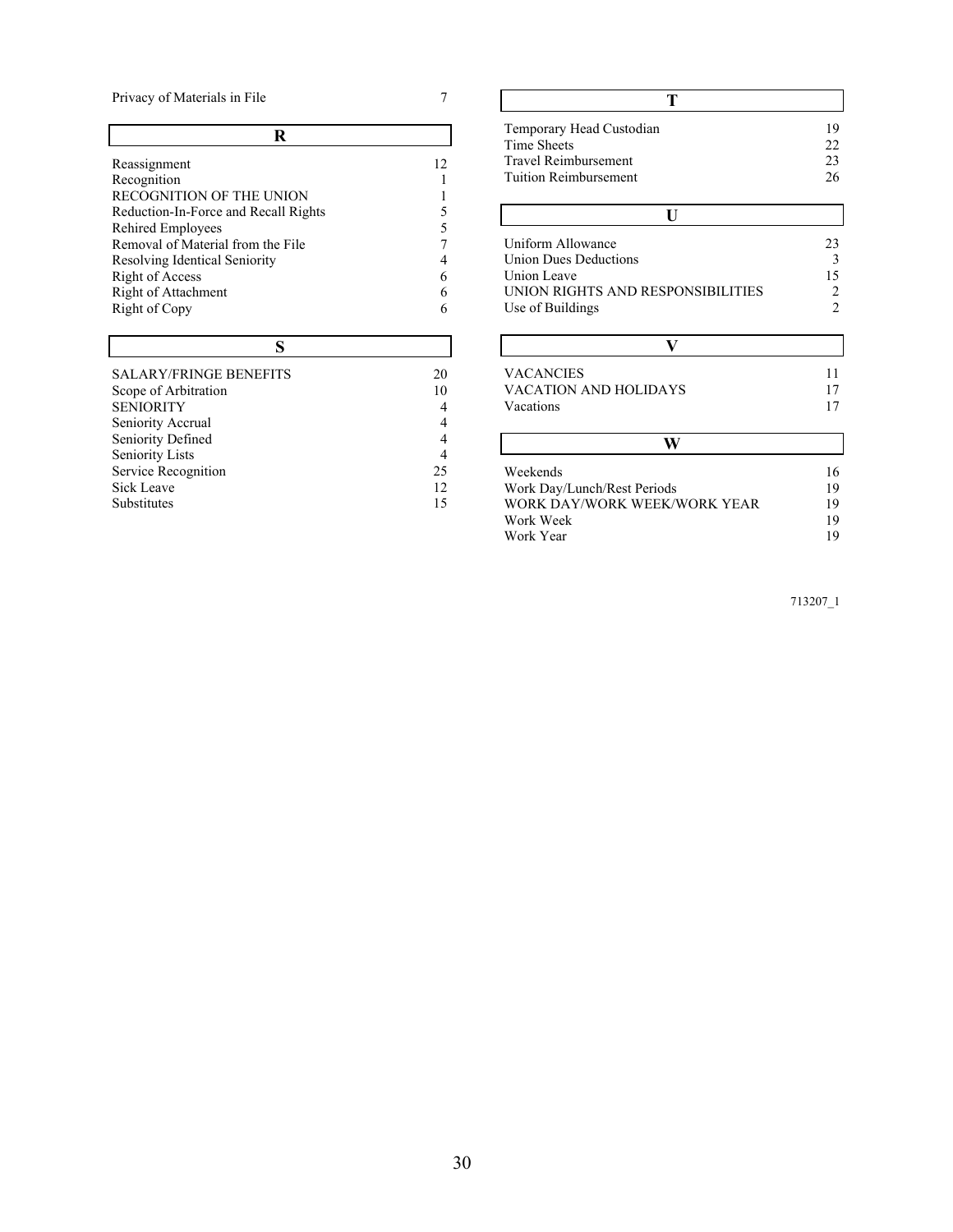| | |
|---|---|
| Privacy of Materials in File | 7 |

## R

| | |
|---|---|
| Reassignment | 12 |
| Recognition | 1 |
| RECOGNITION OF THE UNION | 1 |
| Reduction-In-Force and Recall Rights | 5 |
| Rehired Employees | 5 |
| Removal of Material from the File | 7 |
| Resolving Identical Seniority | 4 |
| Right of Access | 6 |
| Right of Attachment | 6 |
| Right of Copy | 6 |

## S

| | |
|---|---|
| SALARY/FRINGE BENEFITS | 20 |
| Scope of Arbitration | 10 |
| SENIORITY | 4 |
| Seniority Accrual | 4 |
| Seniority Defined | 4 |
| Seniority Lists | 4 |
| Service Recognition | 25 |
| Sick Leave | 12 |
| Substitutes | 15 |

## T

| | |
|---|---|
| Temporary Head Custodian | 19 |
| Time Sheets | 22 |
| Travel Reimbursement | 23 |
| Tuition Reimbursement | 26 |

## U

| | |
|---|---|
| Uniform Allowance | 23 |
| Union Dues Deductions | 3 |
| Union Leave | 15 |
| UNION RIGHTS AND RESPONSIBILITIES | 2 |
| Use of Buildings | 2 |

## V

| | |
|---|---|
| VACANCIES | 11 |
| VACATION AND HOLIDAYS | 17 |
| Vacations | 17 |

## W

| | |
|---|---|
| Weekends | 16 |
| Work Day/Lunch/Rest Periods | 19 |
| WORK DAY/WORK WEEK/WORK YEAR | 19 |
| Work Week | 19 |
| Work Year | 19 |

713207_1